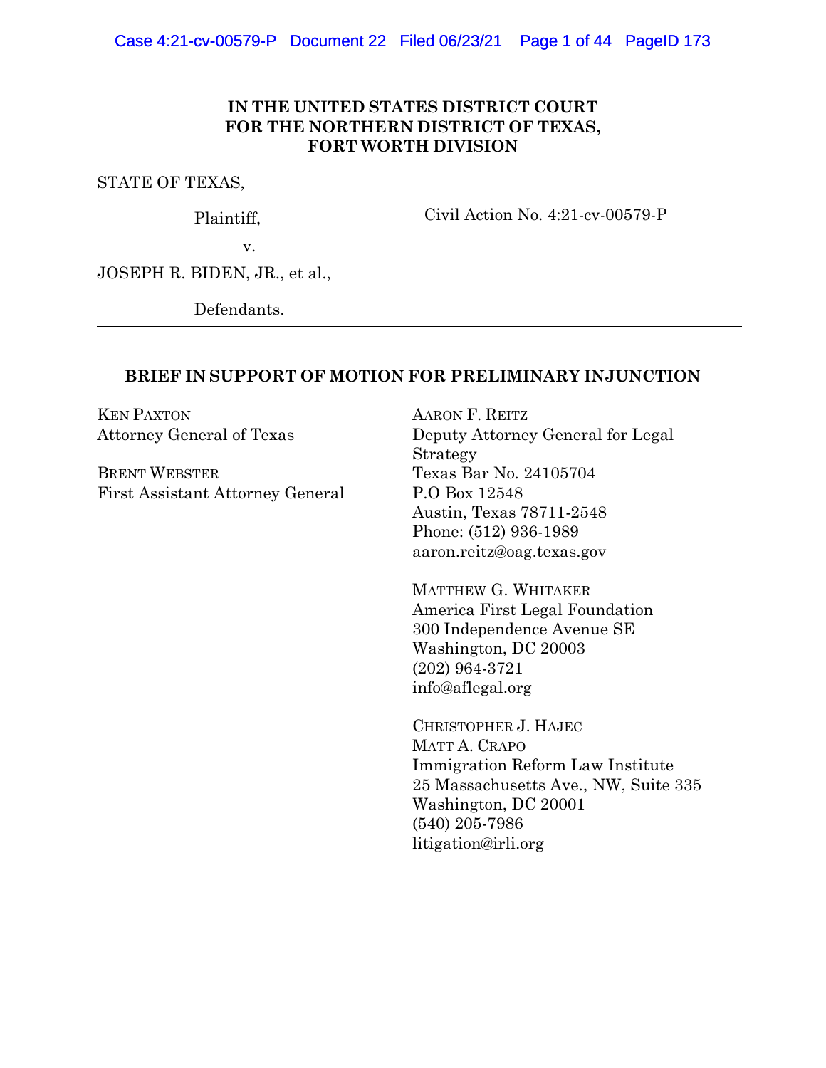**IN THE UNITED STATES DISTRICT COURT**
**FOR THE NORTHERN DISTRICT OF TEXAS,**
**FORT WORTH DIVISION**

| | |
|---|---|
| STATE OF TEXAS,<br><br>Plaintiff,<br><br>v.<br><br>JOSEPH R. BIDEN, JR., et al.,<br><br>Defendants. | Civil Action No. 4:21-cv-00579-P |

**BRIEF IN SUPPORT OF MOTION FOR PRELIMINARY INJUNCTION**

KEN PAXTON
Attorney General of Texas

BRENT WEBSTER
First Assistant Attorney General

AARON F. REITZ
Deputy Attorney General for Legal Strategy
Texas Bar No. 24105704
P.O Box 12548
Austin, Texas 78711-2548
Phone: (512) 936-1989
aaron.reitz@oag.texas.gov

MATTHEW G. WHITAKER
America First Legal Foundation
300 Independence Avenue SE
Washington, DC 20003
(202) 964-3721
info@aflegal.org

CHRISTOPHER J. HAJEC
MATT A. CRAPO
Immigration Reform Law Institute
25 Massachusetts Ave., NW, Suite 335
Washington, DC 20001
(540) 205-7986
litigation@irli.org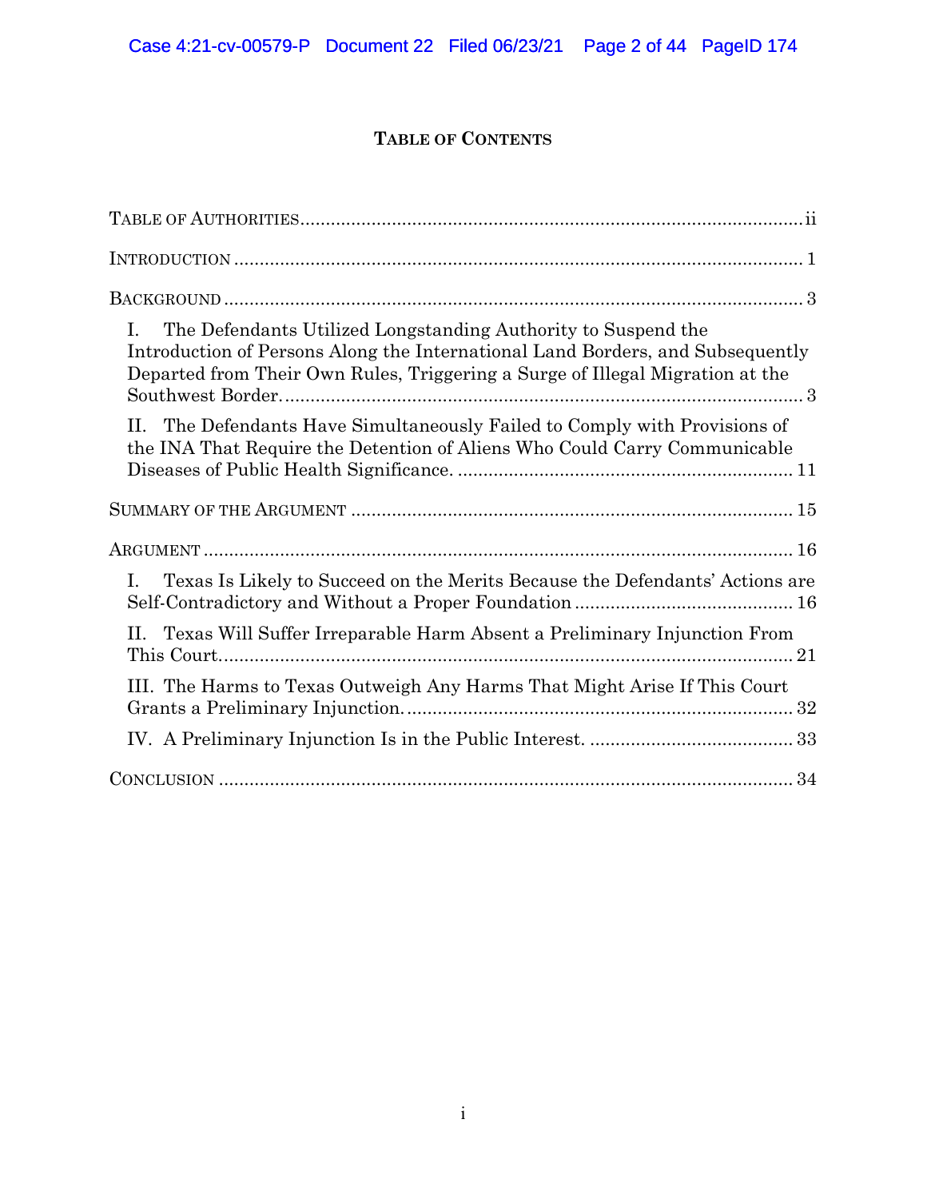# TABLE OF CONTENTS

TABLE OF AUTHORITIES ii

INTRODUCTION 1

BACKGROUND 3

I. The Defendants Utilized Longstanding Authority to Suspend the Introduction of Persons Along the International Land Borders, and Subsequently Departed from Their Own Rules, Triggering a Surge of Illegal Migration at the Southwest Border. 3

II. The Defendants Have Simultaneously Failed to Comply with Provisions of the INA That Require the Detention of Aliens Who Could Carry Communicable Diseases of Public Health Significance. 11

SUMMARY OF THE ARGUMENT 15

ARGUMENT 16

I. Texas Is Likely to Succeed on the Merits Because the Defendants' Actions are Self-Contradictory and Without a Proper Foundation 16

II. Texas Will Suffer Irreparable Harm Absent a Preliminary Injunction From This Court. 21

III. The Harms to Texas Outweigh Any Harms That Might Arise If This Court Grants a Preliminary Injunction. 32

IV. A Preliminary Injunction Is in the Public Interest. 33

CONCLUSION 34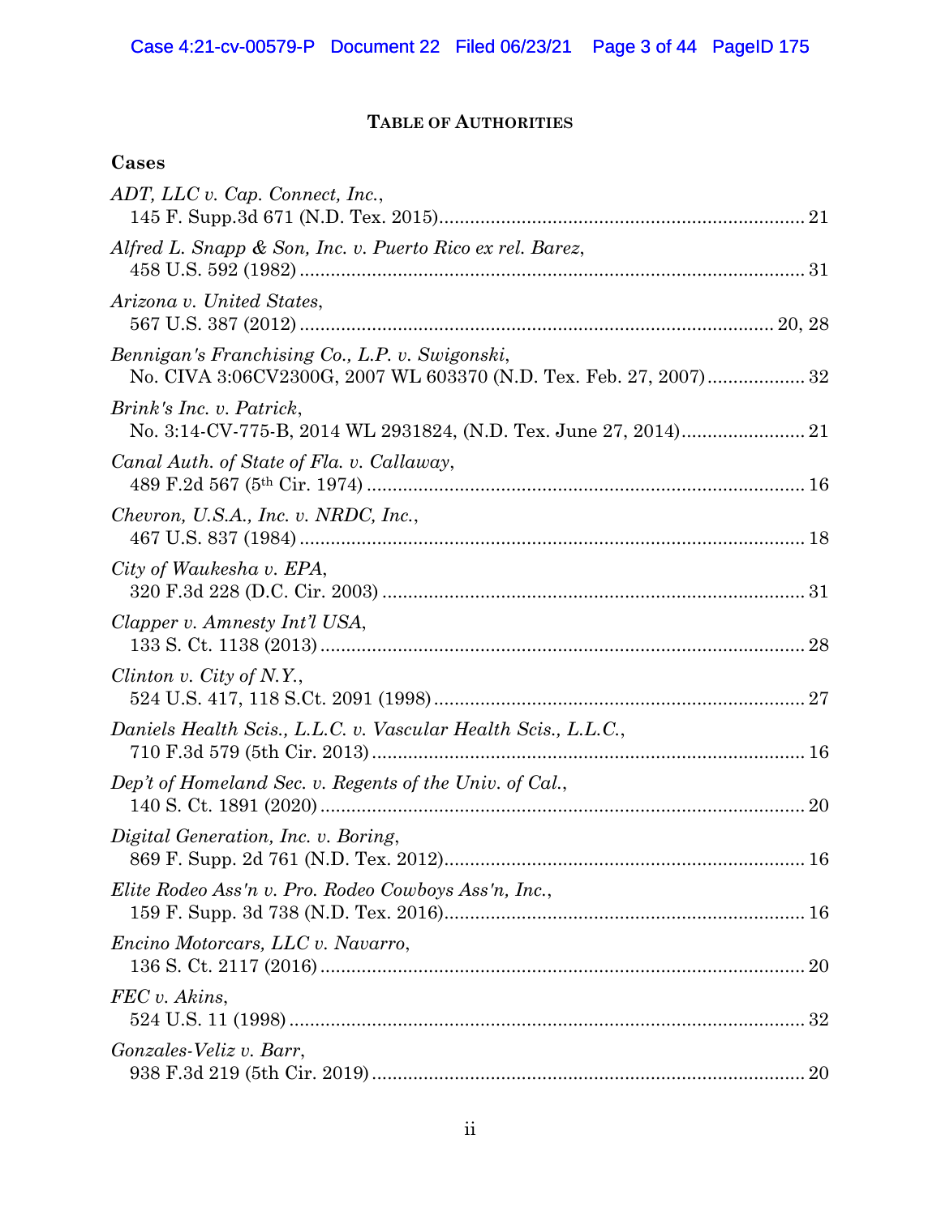# TABLE OF AUTHORITIES

**Cases**

*ADT, LLC v. Cap. Connect, Inc.*,
145 F. Supp.3d 671 (N.D. Tex. 2015) .......... 21

*Alfred L. Snapp & Son, Inc. v. Puerto Rico ex rel. Barez*,
458 U.S. 592 (1982) .......... 31

*Arizona v. United States*,
567 U.S. 387 (2012) .......... 20, 28

*Bennigan's Franchising Co., L.P. v. Swigonski*,
No. CIVA 3:06CV2300G, 2007 WL 603370 (N.D. Tex. Feb. 27, 2007) .......... 32

*Brink's Inc. v. Patrick*,
No. 3:14-CV-775-B, 2014 WL 2931824, (N.D. Tex. June 27, 2014) .......... 21

*Canal Auth. of State of Fla. v. Callaway*,
489 F.2d 567 (5th Cir. 1974) .......... 16

*Chevron, U.S.A., Inc. v. NRDC, Inc.*,
467 U.S. 837 (1984) .......... 18

*City of Waukesha v. EPA*,
320 F.3d 228 (D.C. Cir. 2003) .......... 31

*Clapper v. Amnesty Int'l USA*,
133 S. Ct. 1138 (2013) .......... 28

*Clinton v. City of N.Y.*,
524 U.S. 417, 118 S.Ct. 2091 (1998) .......... 27

*Daniels Health Scis., L.L.C. v. Vascular Health Scis., L.L.C.*,
710 F.3d 579 (5th Cir. 2013) .......... 16

*Dep't of Homeland Sec. v. Regents of the Univ. of Cal.*,
140 S. Ct. 1891 (2020) .......... 20

*Digital Generation, Inc. v. Boring*,
869 F. Supp. 2d 761 (N.D. Tex. 2012) .......... 16

*Elite Rodeo Ass'n v. Pro. Rodeo Cowboys Ass'n, Inc.*,
159 F. Supp. 3d 738 (N.D. Tex. 2016) .......... 16

*Encino Motorcars, LLC v. Navarro*,
136 S. Ct. 2117 (2016) .......... 20

*FEC v. Akins*,
524 U.S. 11 (1998) .......... 32

*Gonzales-Veliz v. Barr*,
938 F.3d 219 (5th Cir. 2019) .......... 20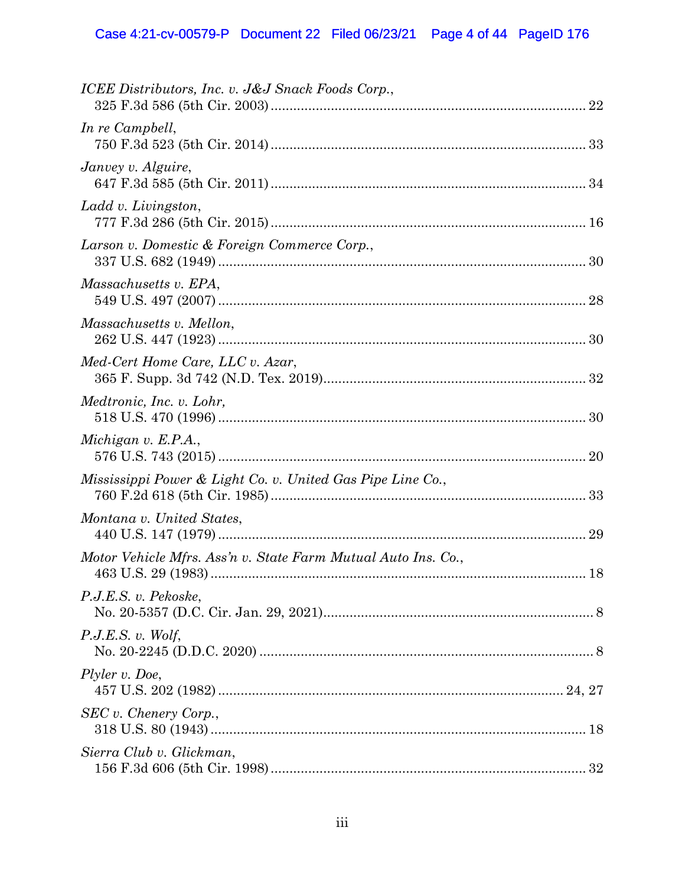*ICEE Distributors, Inc. v. J&J Snack Foods Corp.*,
325 F.3d 586 (5th Cir. 2003) .................................................................................... 22

*In re Campbell*,
750 F.3d 523 (5th Cir. 2014) .................................................................................... 33

*Janvey v. Alguire*,
647 F.3d 585 (5th Cir. 2011) .................................................................................... 34

*Ladd v. Livingston*,
777 F.3d 286 (5th Cir. 2015) .................................................................................... 16

*Larson v. Domestic & Foreign Commerce Corp.*,
337 U.S. 682 (1949) .................................................................................................. 30

*Massachusetts v. EPA*,
549 U.S. 497 (2007) .................................................................................................. 28

*Massachusetts v. Mellon*,
262 U.S. 447 (1923) .................................................................................................. 30

*Med-Cert Home Care, LLC v. Azar*,
365 F. Supp. 3d 742 (N.D. Tex. 2019) ..................................................................... 32

*Medtronic, Inc. v. Lohr,*
518 U.S. 470 (1996) .................................................................................................. 30

*Michigan v. E.P.A.*,
576 U.S. 743 (2015) .................................................................................................. 20

*Mississippi Power & Light Co. v. United Gas Pipe Line Co.*,
760 F.2d 618 (5th Cir. 1985) .................................................................................... 33

*Montana v. United States*,
440 U.S. 147 (1979) .................................................................................................. 29

*Motor Vehicle Mfrs. Ass'n v. State Farm Mutual Auto Ins. Co.*,
463 U.S. 29 (1983) .................................................................................................... 18

*P.J.E.S. v. Pekoske*,
No. 20-5357 (D.C. Cir. Jan. 29, 2021) ........................................................................ 8

*P.J.E.S. v. Wolf*,
No. 20-2245 (D.D.C. 2020) ......................................................................................... 8

*Plyler v. Doe*,
457 U.S. 202 (1982) ............................................................................................ 24, 27

*SEC v. Chenery Corp.*,
318 U.S. 80 (1943) .................................................................................................... 18

*Sierra Club v. Glickman*,
156 F.3d 606 (5th Cir. 1998) .................................................................................... 32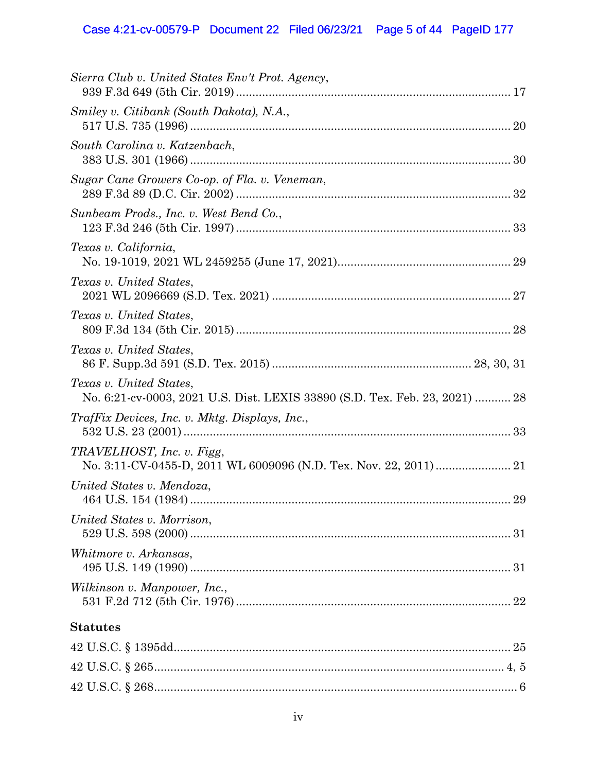*Sierra Club v. United States Env't Prot. Agency*,
939 F.3d 649 (5th Cir. 2019) ........................................................................................ 17

*Smiley v. Citibank (South Dakota), N.A.*,
517 U.S. 735 (1996) ........................................................................................ 20

*South Carolina v. Katzenbach*,
383 U.S. 301 (1966) ........................................................................................ 30

*Sugar Cane Growers Co-op. of Fla. v. Veneman*,
289 F.3d 89 (D.C. Cir. 2002) ........................................................................................ 32

*Sunbeam Prods., Inc. v. West Bend Co.*,
123 F.3d 246 (5th Cir. 1997) ........................................................................................ 33

*Texas v. California*,
No. 19-1019, 2021 WL 2459255 (June 17, 2021) ........................................................................................ 29

*Texas v. United States*,
2021 WL 2096669 (S.D. Tex. 2021) ........................................................................................ 27

*Texas v. United States*,
809 F.3d 134 (5th Cir. 2015) ........................................................................................ 28

*Texas v. United States*,
86 F. Supp.3d 591 (S.D. Tex. 2015) ........................................................................................ 28, 30, 31

*Texas v. United States*,
No. 6:21-cv-0003, 2021 U.S. Dist. LEXIS 33890 (S.D. Tex. Feb. 23, 2021) ........... 28

*TrafFix Devices, Inc. v. Mktg. Displays, Inc.*,
532 U.S. 23 (2001) ........................................................................................ 33

*TRAVELHOST, Inc. v. Figg*,
No. 3:11-CV-0455-D, 2011 WL 6009096 (N.D. Tex. Nov. 22, 2011) ....................... 21

*United States v. Mendoza*,
464 U.S. 154 (1984) ........................................................................................ 29

*United States v. Morrison*,
529 U.S. 598 (2000) ........................................................................................ 31

*Whitmore v. Arkansas*,
495 U.S. 149 (1990) ........................................................................................ 31

*Wilkinson v. Manpower, Inc.*,
531 F.2d 712 (5th Cir. 1976) ........................................................................................ 22

**Statutes**

42 U.S.C. § 1395dd ........................................................................................ 25

42 U.S.C. § 265 ........................................................................................ 4, 5

42 U.S.C. § 268 ........................................................................................ 6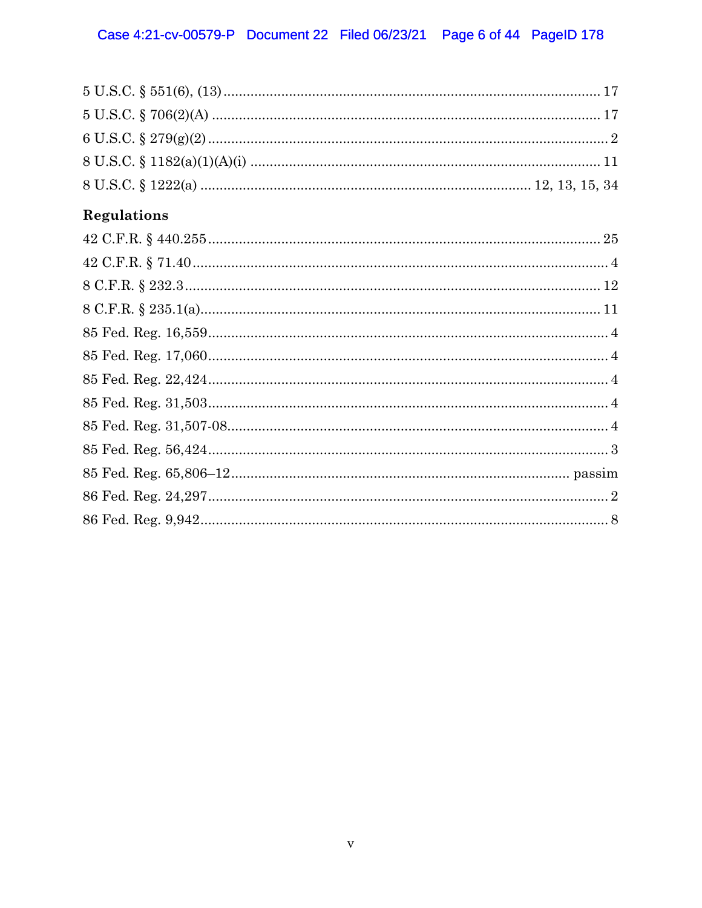5 U.S.C. § 551(6), (13) ........................................................................................ 17

5 U.S.C. § 706(2)(A) ............................................................................................ 17

6 U.S.C. § 279(g)(2) ............................................................................................... 2

8 U.S.C. § 1182(a)(1)(A)(i) .................................................................................. 11

8 U.S.C. § 1222(a) ............................................................................ 12, 13, 15, 34

## Regulations

42 C.F.R. § 440.255 ............................................................................................. 25

42 C.F.R. § 71.40 ................................................................................................... 4

8 C.F.R. § 232.3 .................................................................................................... 12

8 C.F.R. § 235.1(a) ............................................................................................... 11

85 Fed. Reg. 16,559 ............................................................................................... 4

85 Fed. Reg. 17,060 ............................................................................................... 4

85 Fed. Reg. 22,424 ............................................................................................... 4

85 Fed. Reg. 31,503 ............................................................................................... 4

85 Fed. Reg. 31,507-08 .......................................................................................... 4

85 Fed. Reg. 56,424 ............................................................................................... 3

85 Fed. Reg. 65,806–12 ................................................................................ passim

86 Fed. Reg. 24,297 ............................................................................................... 2

86 Fed. Reg. 9,942 ................................................................................................. 8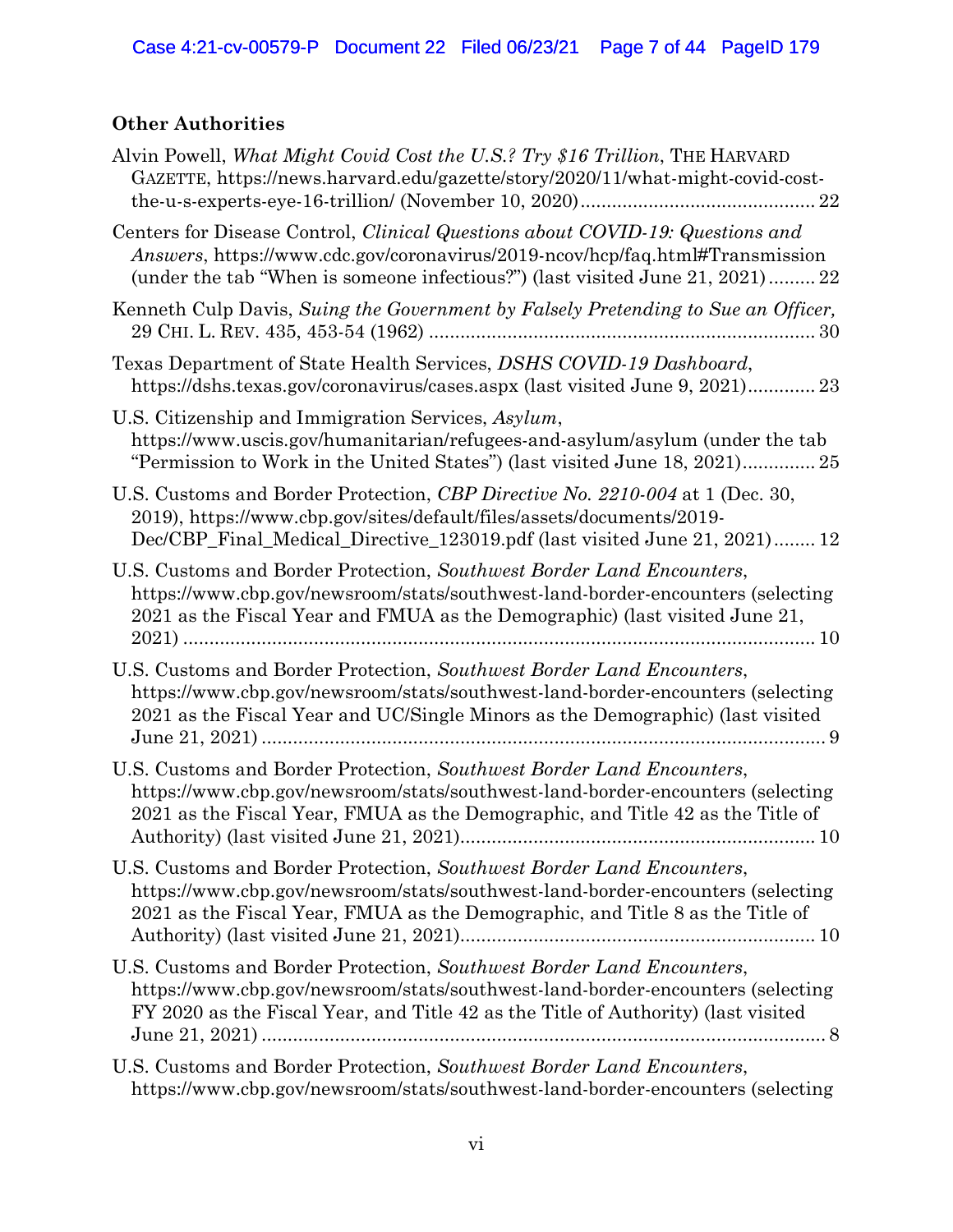## Other Authorities

Alvin Powell, *What Might Covid Cost the U.S.? Try $16 Trillion*, THE HARVARD GAZETTE, https://news.harvard.edu/gazette/story/2020/11/what-might-covid-cost-the-u-s-experts-eye-16-trillion/ (November 10, 2020) ............................................ 22

Centers for Disease Control, *Clinical Questions about COVID-19: Questions and Answers*, https://www.cdc.gov/coronavirus/2019-ncov/hcp/faq.html#Transmission (under the tab "When is someone infectious?") (last visited June 21, 2021) ......... 22

Kenneth Culp Davis, *Suing the Government by Falsely Pretending to Sue an Officer,* 29 CHI. L. REV. 435, 453-54 (1962) ........................................................................ 30

Texas Department of State Health Services, *DSHS COVID-19 Dashboard*, https://dshs.texas.gov/coronavirus/cases.aspx (last visited June 9, 2021)............. 23

U.S. Citizenship and Immigration Services, *Asylum*, https://www.uscis.gov/humanitarian/refugees-and-asylum/asylum (under the tab "Permission to Work in the United States") (last visited June 18, 2021).............. 25

U.S. Customs and Border Protection, *CBP Directive No. 2210-004* at 1 (Dec. 30, 2019), https://www.cbp.gov/sites/default/files/assets/documents/2019-Dec/CBP_Final_Medical_Directive_123019.pdf (last visited June 21, 2021)........ 12

U.S. Customs and Border Protection, *Southwest Border Land Encounters*, https://www.cbp.gov/newsroom/stats/southwest-land-border-encounters (selecting 2021 as the Fiscal Year and FMUA as the Demographic) (last visited June 21, 2021) ......................................................................................................... 10

U.S. Customs and Border Protection, *Southwest Border Land Encounters*, https://www.cbp.gov/newsroom/stats/southwest-land-border-encounters (selecting 2021 as the Fiscal Year and UC/Single Minors as the Demographic) (last visited June 21, 2021) ........................................................................................................... 9

U.S. Customs and Border Protection, *Southwest Border Land Encounters*, https://www.cbp.gov/newsroom/stats/southwest-land-border-encounters (selecting 2021 as the Fiscal Year, FMUA as the Demographic, and Title 42 as the Title of Authority) (last visited June 21, 2021)................................................................... 10

U.S. Customs and Border Protection, *Southwest Border Land Encounters*, https://www.cbp.gov/newsroom/stats/southwest-land-border-encounters (selecting 2021 as the Fiscal Year, FMUA as the Demographic, and Title 8 as the Title of Authority) (last visited June 21, 2021)................................................................... 10

U.S. Customs and Border Protection, *Southwest Border Land Encounters*, https://www.cbp.gov/newsroom/stats/southwest-land-border-encounters (selecting FY 2020 as the Fiscal Year, and Title 42 as the Title of Authority) (last visited June 21, 2021) ........................................................................................................... 8

U.S. Customs and Border Protection, *Southwest Border Land Encounters*, https://www.cbp.gov/newsroom/stats/southwest-land-border-encounters (selecting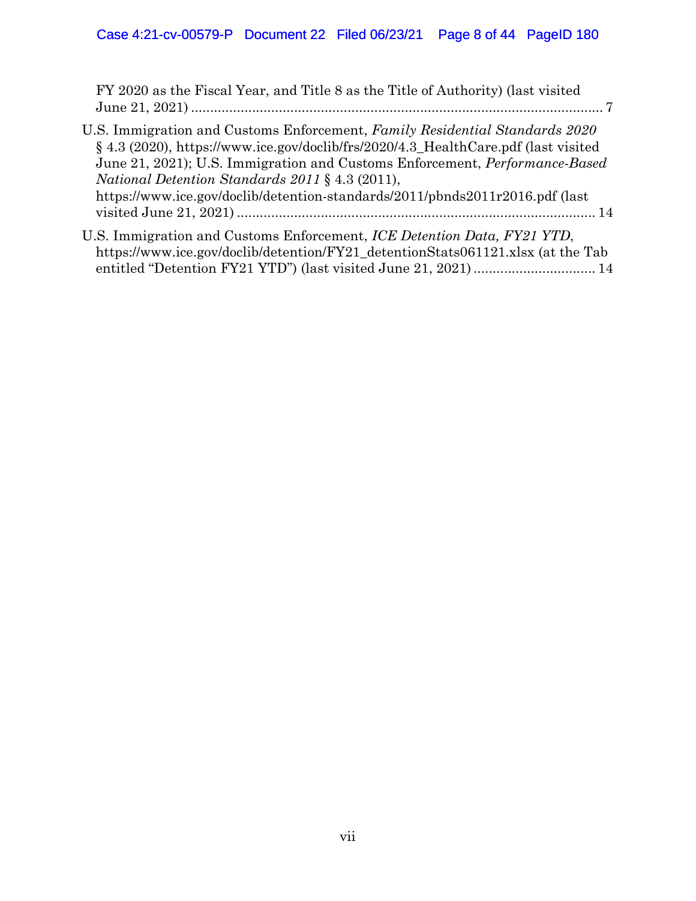FY 2020 as the Fiscal Year, and Title 8 as the Title of Authority) (last visited June 21, 2021) ............................................................................................................ 7

U.S. Immigration and Customs Enforcement, *Family Residential Standards 2020* § 4.3 (2020), https://www.ice.gov/doclib/frs/2020/4.3_HealthCare.pdf (last visited June 21, 2021); U.S. Immigration and Customs Enforcement, *Performance-Based National Detention Standards 2011* § 4.3 (2011), https://www.ice.gov/doclib/detention-standards/2011/pbnds2011r2016.pdf (last visited June 21, 2021) .............................................................................................. 14

U.S. Immigration and Customs Enforcement, *ICE Detention Data, FY21 YTD*, https://www.ice.gov/doclib/detention/FY21_detentionStats061121.xlsx (at the Tab entitled "Detention FY21 YTD") (last visited June 21, 2021) ................................ 14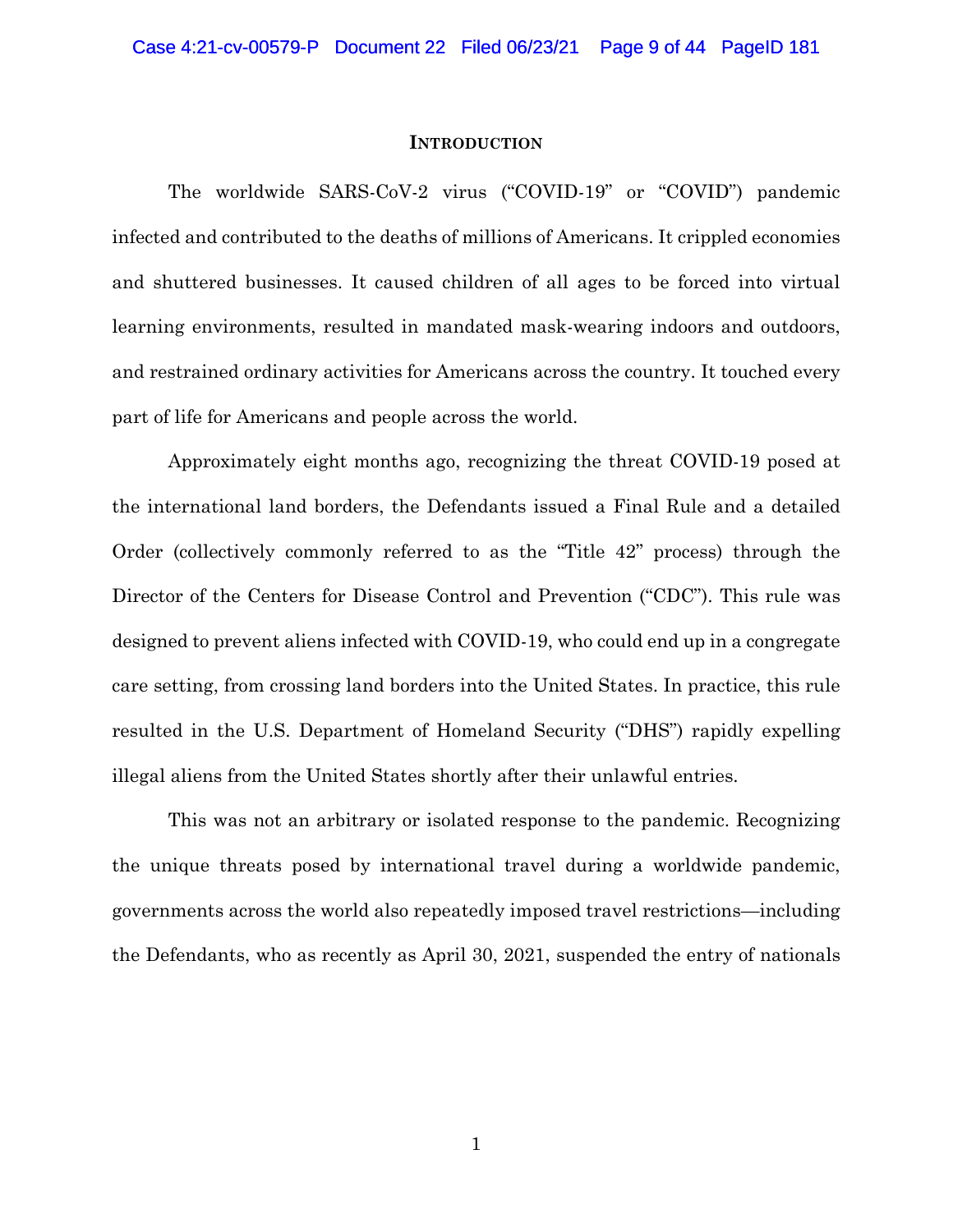## INTRODUCTION

The worldwide SARS-CoV-2 virus ("COVID-19" or "COVID") pandemic infected and contributed to the deaths of millions of Americans. It crippled economies and shuttered businesses. It caused children of all ages to be forced into virtual learning environments, resulted in mandated mask-wearing indoors and outdoors, and restrained ordinary activities for Americans across the country. It touched every part of life for Americans and people across the world.

Approximately eight months ago, recognizing the threat COVID-19 posed at the international land borders, the Defendants issued a Final Rule and a detailed Order (collectively commonly referred to as the "Title 42" process) through the Director of the Centers for Disease Control and Prevention ("CDC"). This rule was designed to prevent aliens infected with COVID-19, who could end up in a congregate care setting, from crossing land borders into the United States. In practice, this rule resulted in the U.S. Department of Homeland Security ("DHS") rapidly expelling illegal aliens from the United States shortly after their unlawful entries.

This was not an arbitrary or isolated response to the pandemic. Recognizing the unique threats posed by international travel during a worldwide pandemic, governments across the world also repeatedly imposed travel restrictions—including the Defendants, who as recently as April 30, 2021, suspended the entry of nationals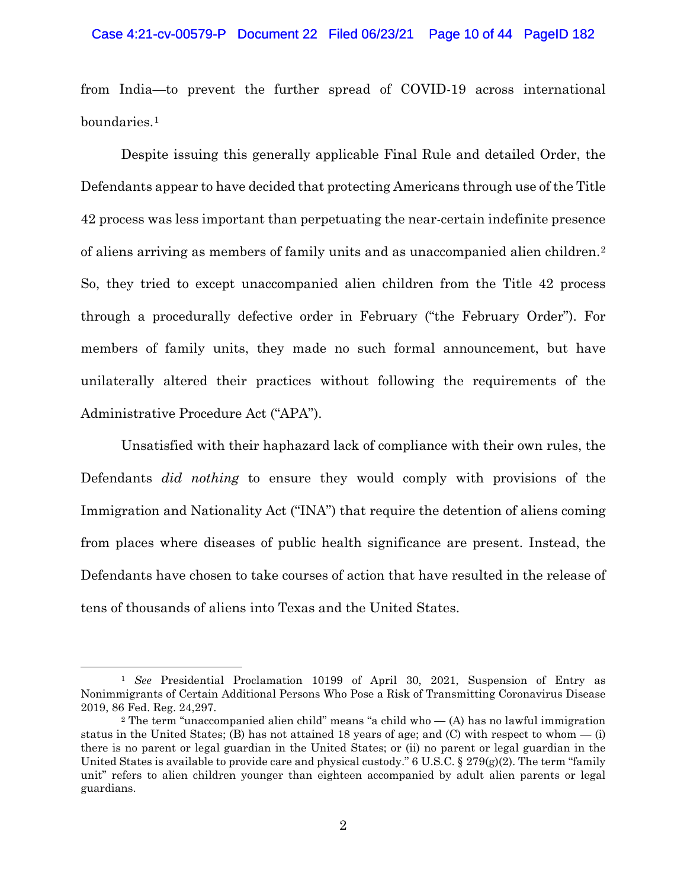from India—to prevent the further spread of COVID-19 across international boundaries.[1]

Despite issuing this generally applicable Final Rule and detailed Order, the Defendants appear to have decided that protecting Americans through use of the Title 42 process was less important than perpetuating the near-certain indefinite presence of aliens arriving as members of family units and as unaccompanied alien children.[2] So, they tried to except unaccompanied alien children from the Title 42 process through a procedurally defective order in February ("the February Order"). For members of family units, they made no such formal announcement, but have unilaterally altered their practices without following the requirements of the Administrative Procedure Act ("APA").

Unsatisfied with their haphazard lack of compliance with their own rules, the Defendants *did nothing* to ensure they would comply with provisions of the Immigration and Nationality Act ("INA") that require the detention of aliens coming from places where diseases of public health significance are present. Instead, the Defendants have chosen to take courses of action that have resulted in the release of tens of thousands of aliens into Texas and the United States.

---

[1] *See* Presidential Proclamation 10199 of April 30, 2021, Suspension of Entry as Nonimmigrants of Certain Additional Persons Who Pose a Risk of Transmitting Coronavirus Disease 2019, 86 Fed. Reg. 24,297.

[2] The term "unaccompanied alien child" means "a child who — (A) has no lawful immigration status in the United States; (B) has not attained 18 years of age; and (C) with respect to whom — (i) there is no parent or legal guardian in the United States; or (ii) no parent or legal guardian in the United States is available to provide care and physical custody." 6 U.S.C. § 279(g)(2). The term "family unit" refers to alien children younger than eighteen accompanied by adult alien parents or legal guardians.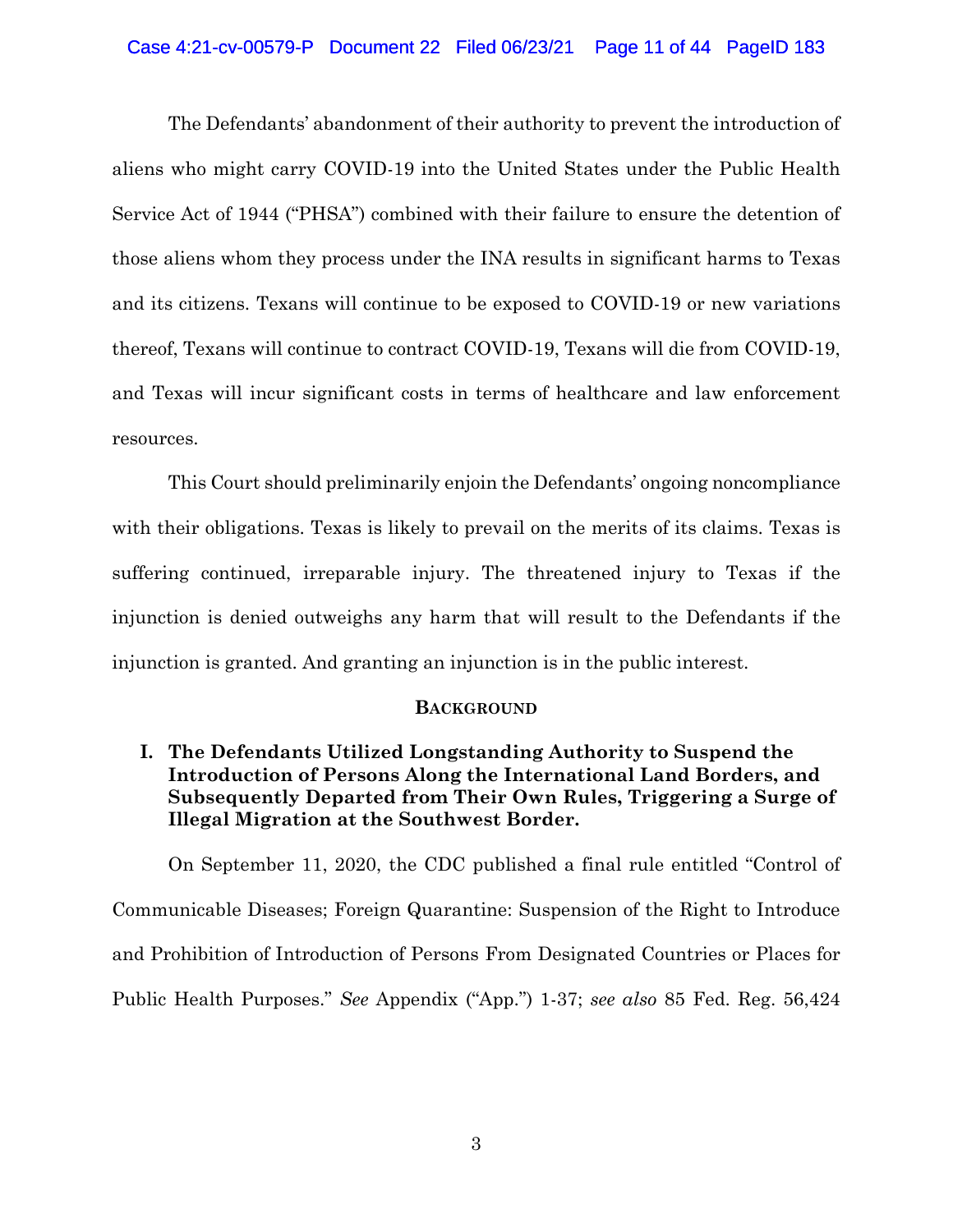The Defendants' abandonment of their authority to prevent the introduction of aliens who might carry COVID-19 into the United States under the Public Health Service Act of 1944 ("PHSA") combined with their failure to ensure the detention of those aliens whom they process under the INA results in significant harms to Texas and its citizens. Texans will continue to be exposed to COVID-19 or new variations thereof, Texans will continue to contract COVID-19, Texans will die from COVID-19, and Texas will incur significant costs in terms of healthcare and law enforcement resources.

This Court should preliminarily enjoin the Defendants' ongoing noncompliance with their obligations. Texas is likely to prevail on the merits of its claims. Texas is suffering continued, irreparable injury. The threatened injury to Texas if the injunction is denied outweighs any harm that will result to the Defendants if the injunction is granted. And granting an injunction is in the public interest.

## Background

### I. The Defendants Utilized Longstanding Authority to Suspend the Introduction of Persons Along the International Land Borders, and Subsequently Departed from Their Own Rules, Triggering a Surge of Illegal Migration at the Southwest Border.

On September 11, 2020, the CDC published a final rule entitled "Control of Communicable Diseases; Foreign Quarantine: Suspension of the Right to Introduce and Prohibition of Introduction of Persons From Designated Countries or Places for Public Health Purposes." *See* Appendix ("App.") 1-37; *see also* 85 Fed. Reg. 56,424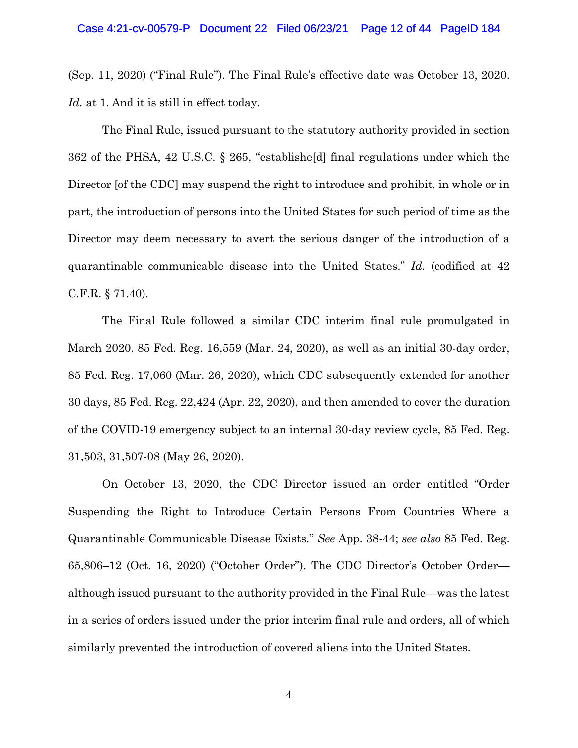(Sep. 11, 2020) ("Final Rule"). The Final Rule's effective date was October 13, 2020. *Id.* at 1. And it is still in effect today.

The Final Rule, issued pursuant to the statutory authority provided in section 362 of the PHSA, 42 U.S.C. § 265, "establishe[d] final regulations under which the Director [of the CDC] may suspend the right to introduce and prohibit, in whole or in part, the introduction of persons into the United States for such period of time as the Director may deem necessary to avert the serious danger of the introduction of a quarantinable communicable disease into the United States." *Id.* (codified at 42 C.F.R. § 71.40).

The Final Rule followed a similar CDC interim final rule promulgated in March 2020, 85 Fed. Reg. 16,559 (Mar. 24, 2020), as well as an initial 30-day order, 85 Fed. Reg. 17,060 (Mar. 26, 2020), which CDC subsequently extended for another 30 days, 85 Fed. Reg. 22,424 (Apr. 22, 2020), and then amended to cover the duration of the COVID-19 emergency subject to an internal 30-day review cycle, 85 Fed. Reg. 31,503, 31,507-08 (May 26, 2020).

On October 13, 2020, the CDC Director issued an order entitled "Order Suspending the Right to Introduce Certain Persons From Countries Where a Quarantinable Communicable Disease Exists." *See* App. 38-44; *see also* 85 Fed. Reg. 65,806–12 (Oct. 16, 2020) ("October Order"). The CDC Director's October Order—although issued pursuant to the authority provided in the Final Rule—was the latest in a series of orders issued under the prior interim final rule and orders, all of which similarly prevented the introduction of covered aliens into the United States.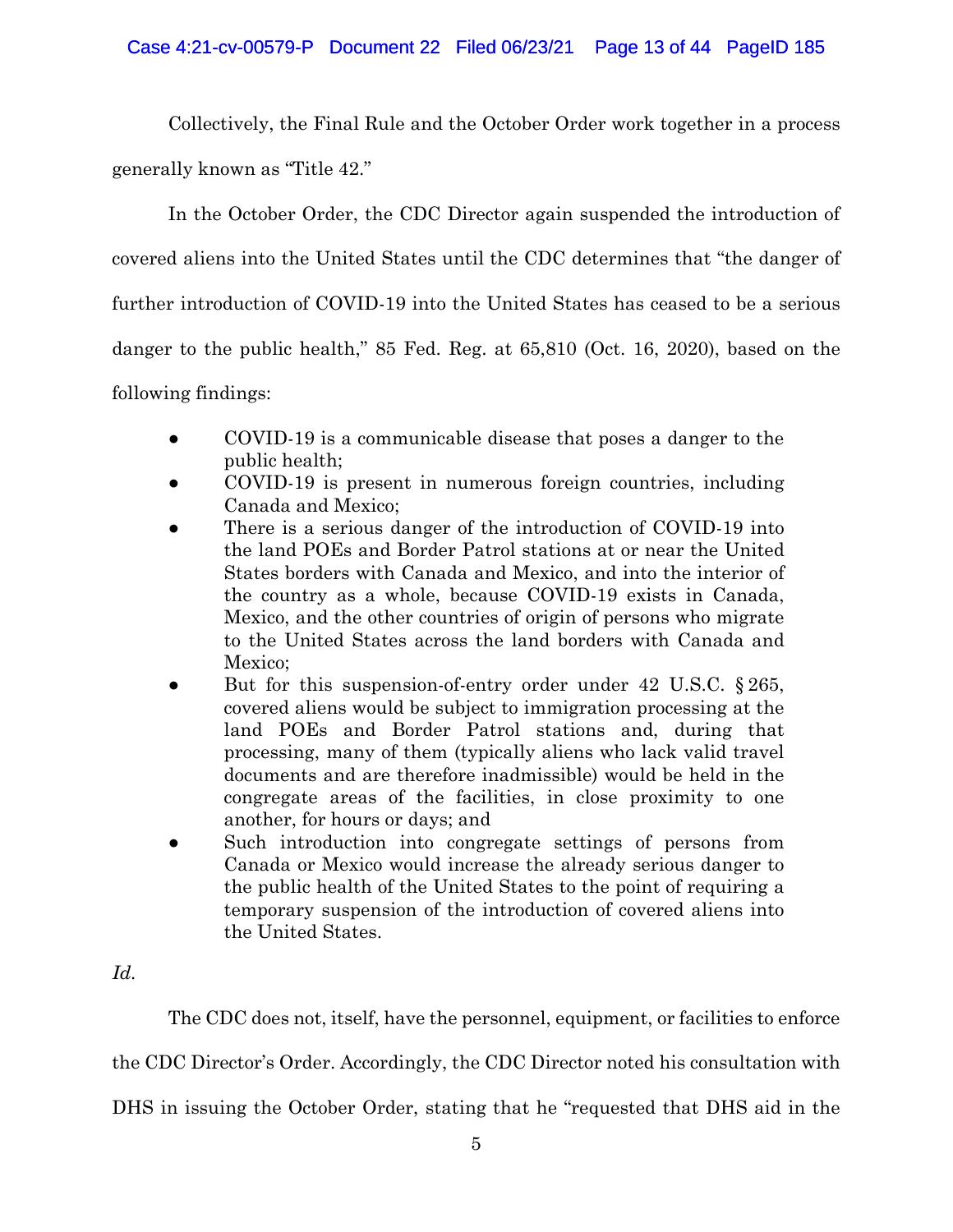Collectively, the Final Rule and the October Order work together in a process generally known as "Title 42."

In the October Order, the CDC Director again suspended the introduction of covered aliens into the United States until the CDC determines that "the danger of further introduction of COVID-19 into the United States has ceased to be a serious danger to the public health," 85 Fed. Reg. at 65,810 (Oct. 16, 2020), based on the following findings:

- COVID-19 is a communicable disease that poses a danger to the public health;
- COVID-19 is present in numerous foreign countries, including Canada and Mexico;
- There is a serious danger of the introduction of COVID-19 into the land POEs and Border Patrol stations at or near the United States borders with Canada and Mexico, and into the interior of the country as a whole, because COVID-19 exists in Canada, Mexico, and the other countries of origin of persons who migrate to the United States across the land borders with Canada and Mexico;
- But for this suspension-of-entry order under 42 U.S.C. § 265, covered aliens would be subject to immigration processing at the land POEs and Border Patrol stations and, during that processing, many of them (typically aliens who lack valid travel documents and are therefore inadmissible) would be held in the congregate areas of the facilities, in close proximity to one another, for hours or days; and
- Such introduction into congregate settings of persons from Canada or Mexico would increase the already serious danger to the public health of the United States to the point of requiring a temporary suspension of the introduction of covered aliens into the United States.

*Id.*

The CDC does not, itself, have the personnel, equipment, or facilities to enforce the CDC Director's Order. Accordingly, the CDC Director noted his consultation with DHS in issuing the October Order, stating that he "requested that DHS aid in the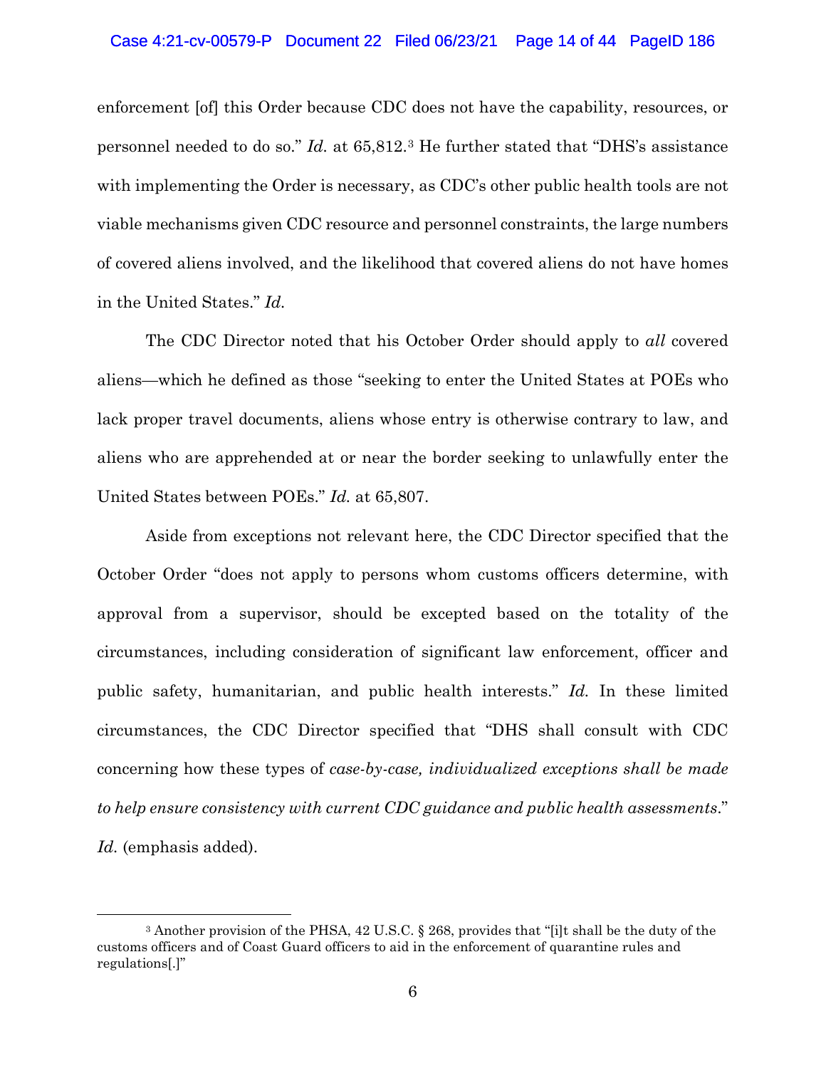enforcement [of] this Order because CDC does not have the capability, resources, or personnel needed to do so." *Id.* at 65,812.[3] He further stated that "DHS's assistance with implementing the Order is necessary, as CDC's other public health tools are not viable mechanisms given CDC resource and personnel constraints, the large numbers of covered aliens involved, and the likelihood that covered aliens do not have homes in the United States." *Id.*

The CDC Director noted that his October Order should apply to *all* covered aliens—which he defined as those "seeking to enter the United States at POEs who lack proper travel documents, aliens whose entry is otherwise contrary to law, and aliens who are apprehended at or near the border seeking to unlawfully enter the United States between POEs." *Id.* at 65,807.

Aside from exceptions not relevant here, the CDC Director specified that the October Order "does not apply to persons whom customs officers determine, with approval from a supervisor, should be excepted based on the totality of the circumstances, including consideration of significant law enforcement, officer and public safety, humanitarian, and public health interests." *Id.* In these limited circumstances, the CDC Director specified that "DHS shall consult with CDC concerning how these types of *case-by-case, individualized exceptions shall be made to help ensure consistency with current CDC guidance and public health assessments*." *Id.* (emphasis added).

---

[3] Another provision of the PHSA, 42 U.S.C. § 268, provides that "[i]t shall be the duty of the customs officers and of Coast Guard officers to aid in the enforcement of quarantine rules and regulations[.]"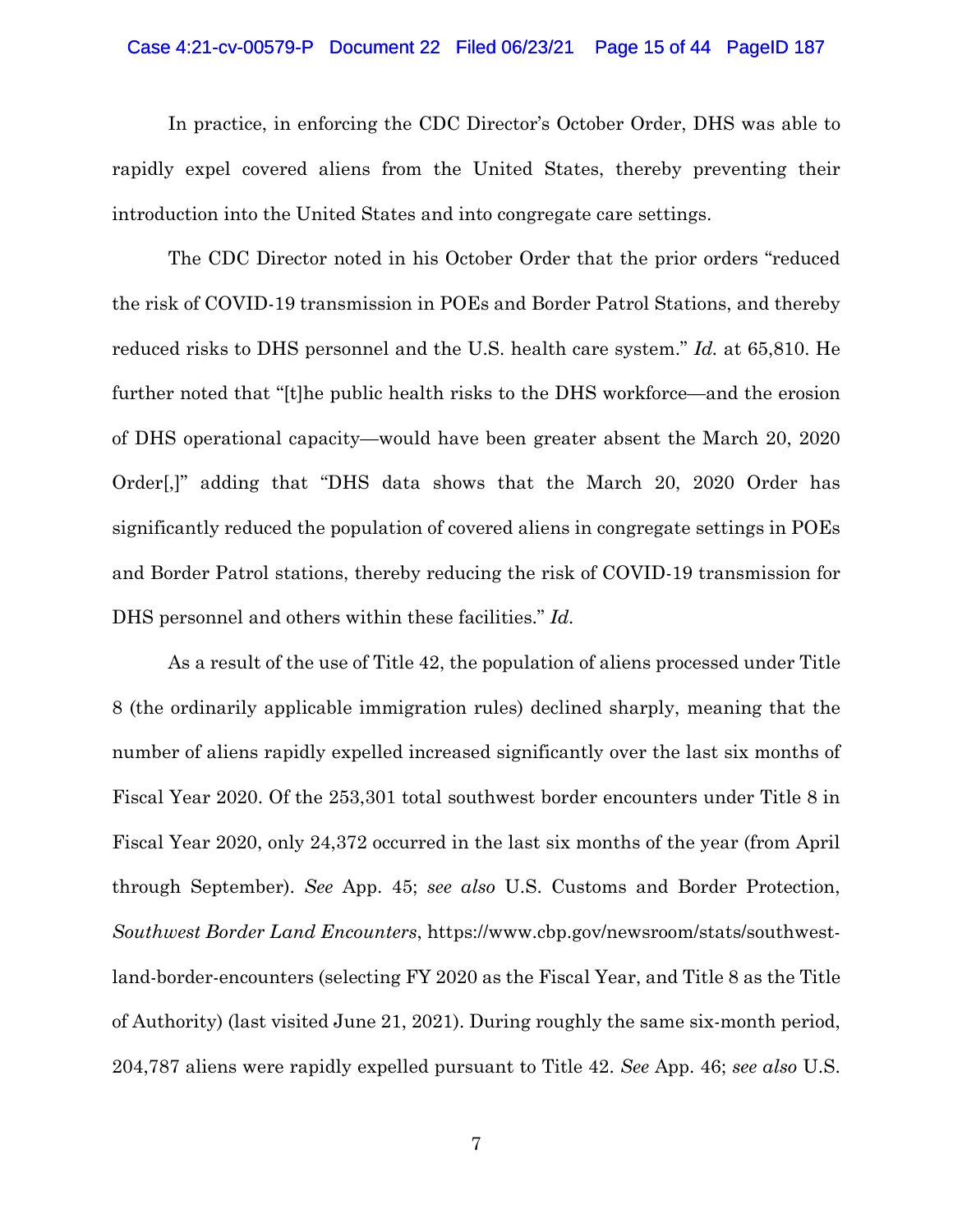In practice, in enforcing the CDC Director's October Order, DHS was able to rapidly expel covered aliens from the United States, thereby preventing their introduction into the United States and into congregate care settings.

The CDC Director noted in his October Order that the prior orders "reduced the risk of COVID-19 transmission in POEs and Border Patrol Stations, and thereby reduced risks to DHS personnel and the U.S. health care system." *Id.* at 65,810. He further noted that "[t]he public health risks to the DHS workforce—and the erosion of DHS operational capacity—would have been greater absent the March 20, 2020 Order[,]" adding that "DHS data shows that the March 20, 2020 Order has significantly reduced the population of covered aliens in congregate settings in POEs and Border Patrol stations, thereby reducing the risk of COVID-19 transmission for DHS personnel and others within these facilities." *Id.*

As a result of the use of Title 42, the population of aliens processed under Title 8 (the ordinarily applicable immigration rules) declined sharply, meaning that the number of aliens rapidly expelled increased significantly over the last six months of Fiscal Year 2020. Of the 253,301 total southwest border encounters under Title 8 in Fiscal Year 2020, only 24,372 occurred in the last six months of the year (from April through September). *See* App. 45; *see also* U.S. Customs and Border Protection, *Southwest Border Land Encounters*, https://www.cbp.gov/newsroom/stats/southwest-land-border-encounters (selecting FY 2020 as the Fiscal Year, and Title 8 as the Title of Authority) (last visited June 21, 2021). During roughly the same six-month period, 204,787 aliens were rapidly expelled pursuant to Title 42. *See* App. 46; *see also* U.S.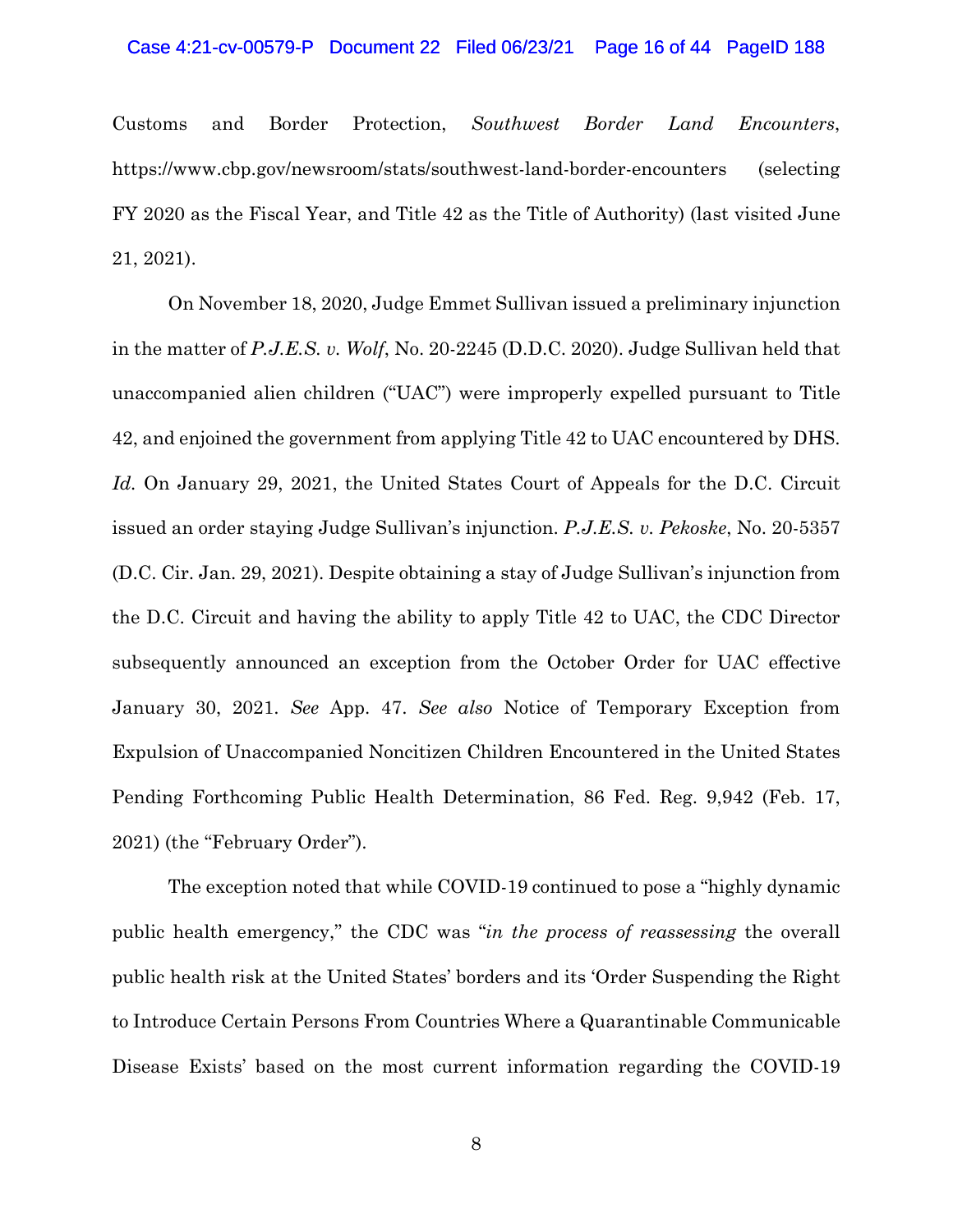Customs and Border Protection, *Southwest Border Land Encounters*, https://www.cbp.gov/newsroom/stats/southwest-land-border-encounters (selecting FY 2020 as the Fiscal Year, and Title 42 as the Title of Authority) (last visited June 21, 2021).

On November 18, 2020, Judge Emmet Sullivan issued a preliminary injunction in the matter of *P.J.E.S. v. Wolf*, No. 20-2245 (D.D.C. 2020). Judge Sullivan held that unaccompanied alien children ("UAC") were improperly expelled pursuant to Title 42, and enjoined the government from applying Title 42 to UAC encountered by DHS. *Id.* On January 29, 2021, the United States Court of Appeals for the D.C. Circuit issued an order staying Judge Sullivan's injunction. *P.J.E.S. v. Pekoske*, No. 20-5357 (D.C. Cir. Jan. 29, 2021). Despite obtaining a stay of Judge Sullivan's injunction from the D.C. Circuit and having the ability to apply Title 42 to UAC, the CDC Director subsequently announced an exception from the October Order for UAC effective January 30, 2021. *See* App. 47. *See also* Notice of Temporary Exception from Expulsion of Unaccompanied Noncitizen Children Encountered in the United States Pending Forthcoming Public Health Determination, 86 Fed. Reg. 9,942 (Feb. 17, 2021) (the "February Order").

The exception noted that while COVID-19 continued to pose a "highly dynamic public health emergency," the CDC was "*in the process of reassessing* the overall public health risk at the United States' borders and its 'Order Suspending the Right to Introduce Certain Persons From Countries Where a Quarantinable Communicable Disease Exists' based on the most current information regarding the COVID-19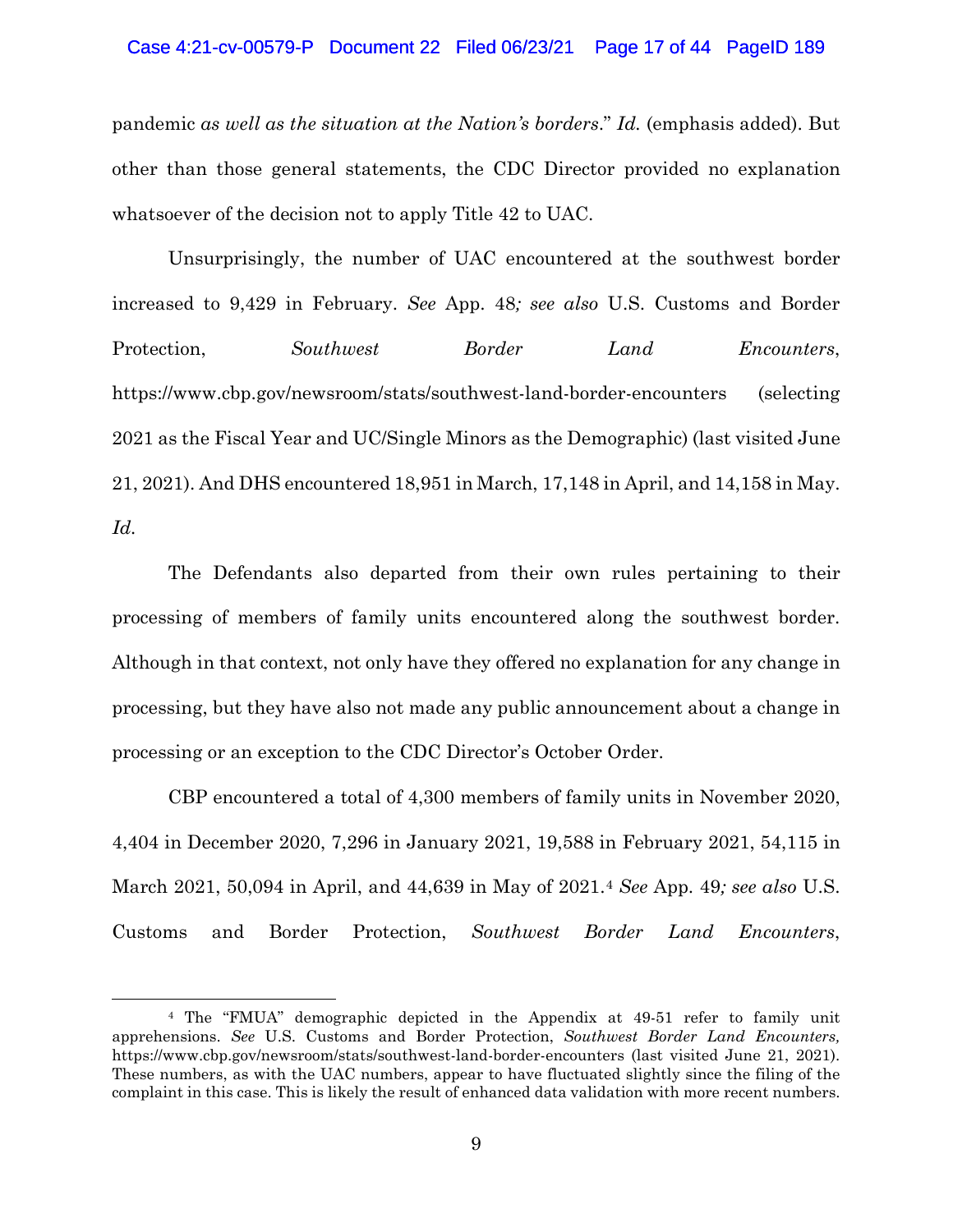pandemic *as well as the situation at the Nation's borders*." *Id.* (emphasis added). But other than those general statements, the CDC Director provided no explanation whatsoever of the decision not to apply Title 42 to UAC.

Unsurprisingly, the number of UAC encountered at the southwest border increased to 9,429 in February. *See* App. 48*; see also* U.S. Customs and Border Protection, *Southwest Border Land Encounters*, https://www.cbp.gov/newsroom/stats/southwest-land-border-encounters (selecting 2021 as the Fiscal Year and UC/Single Minors as the Demographic) (last visited June 21, 2021). And DHS encountered 18,951 in March, 17,148 in April, and 14,158 in May. *Id.*

The Defendants also departed from their own rules pertaining to their processing of members of family units encountered along the southwest border. Although in that context, not only have they offered no explanation for any change in processing, but they have also not made any public announcement about a change in processing or an exception to the CDC Director's October Order.

CBP encountered a total of 4,300 members of family units in November 2020, 4,404 in December 2020, 7,296 in January 2021, 19,588 in February 2021, 54,115 in March 2021, 50,094 in April, and 44,639 in May of 2021.[4] *See* App. 49*; see also* U.S. Customs and Border Protection, *Southwest Border Land Encounters*,

[4] The "FMUA" demographic depicted in the Appendix at 49-51 refer to family unit apprehensions. *See* U.S. Customs and Border Protection, *Southwest Border Land Encounters,* https://www.cbp.gov/newsroom/stats/southwest-land-border-encounters (last visited June 21, 2021). These numbers, as with the UAC numbers, appear to have fluctuated slightly since the filing of the complaint in this case. This is likely the result of enhanced data validation with more recent numbers.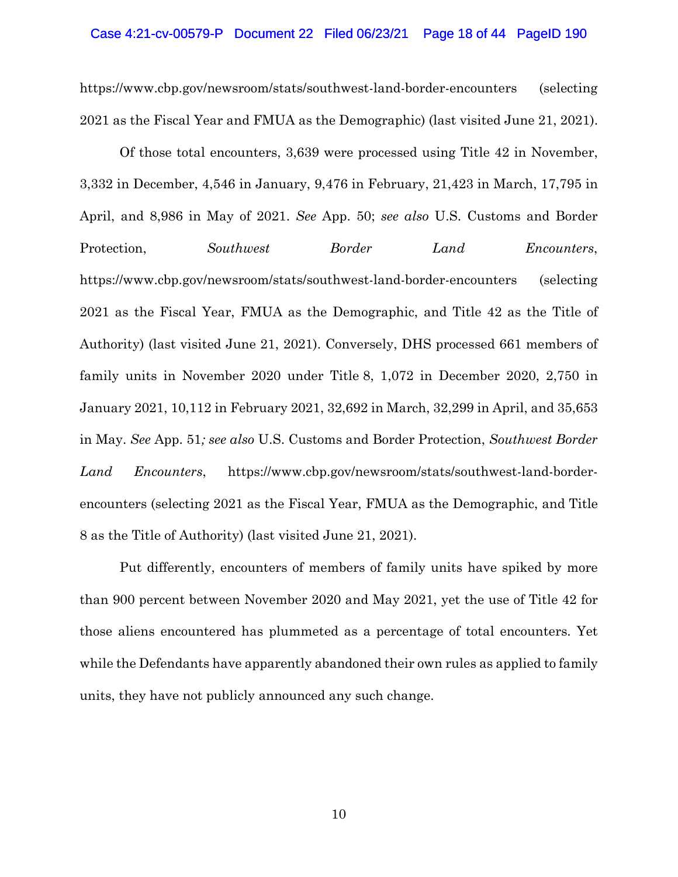https://www.cbp.gov/newsroom/stats/southwest-land-border-encounters (selecting 2021 as the Fiscal Year and FMUA as the Demographic) (last visited June 21, 2021).

Of those total encounters, 3,639 were processed using Title 42 in November, 3,332 in December, 4,546 in January, 9,476 in February, 21,423 in March, 17,795 in April, and 8,986 in May of 2021. *See* App. 50; *see also* U.S. Customs and Border Protection, *Southwest Border Land Encounters*, https://www.cbp.gov/newsroom/stats/southwest-land-border-encounters (selecting 2021 as the Fiscal Year, FMUA as the Demographic, and Title 42 as the Title of Authority) (last visited June 21, 2021). Conversely, DHS processed 661 members of family units in November 2020 under Title 8, 1,072 in December 2020, 2,750 in January 2021, 10,112 in February 2021, 32,692 in March, 32,299 in April, and 35,653 in May. *See* App. 51*; see also* U.S. Customs and Border Protection, *Southwest Border Land Encounters*, https://www.cbp.gov/newsroom/stats/southwest-land-border-encounters (selecting 2021 as the Fiscal Year, FMUA as the Demographic, and Title 8 as the Title of Authority) (last visited June 21, 2021).

Put differently, encounters of members of family units have spiked by more than 900 percent between November 2020 and May 2021, yet the use of Title 42 for those aliens encountered has plummeted as a percentage of total encounters. Yet while the Defendants have apparently abandoned their own rules as applied to family units, they have not publicly announced any such change.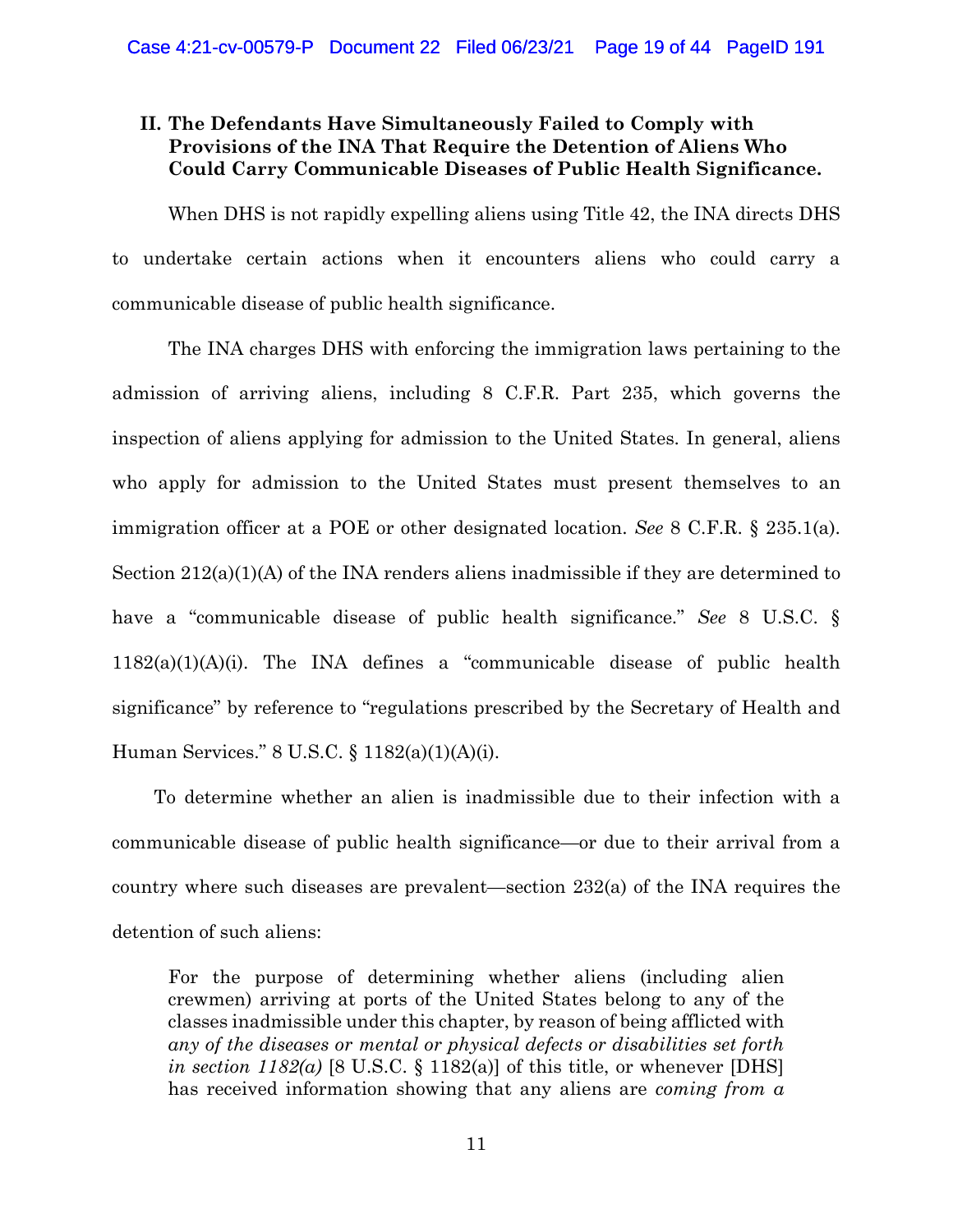## II. The Defendants Have Simultaneously Failed to Comply with Provisions of the INA That Require the Detention of Aliens Who Could Carry Communicable Diseases of Public Health Significance.

When DHS is not rapidly expelling aliens using Title 42, the INA directs DHS to undertake certain actions when it encounters aliens who could carry a communicable disease of public health significance.

The INA charges DHS with enforcing the immigration laws pertaining to the admission of arriving aliens, including 8 C.F.R. Part 235, which governs the inspection of aliens applying for admission to the United States. In general, aliens who apply for admission to the United States must present themselves to an immigration officer at a POE or other designated location. *See* 8 C.F.R. § 235.1(a). Section 212(a)(1)(A) of the INA renders aliens inadmissible if they are determined to have a "communicable disease of public health significance." *See* 8 U.S.C. § 1182(a)(1)(A)(i). The INA defines a "communicable disease of public health significance" by reference to "regulations prescribed by the Secretary of Health and Human Services." 8 U.S.C. § 1182(a)(1)(A)(i).

To determine whether an alien is inadmissible due to their infection with a communicable disease of public health significance—or due to their arrival from a country where such diseases are prevalent—section 232(a) of the INA requires the detention of such aliens:

> For the purpose of determining whether aliens (including alien crewmen) arriving at ports of the United States belong to any of the classes inadmissible under this chapter, by reason of being afflicted with *any of the diseases or mental or physical defects or disabilities set forth in section 1182(a)* [8 U.S.C. § 1182(a)] of this title, or whenever [DHS] has received information showing that any aliens are *coming from a*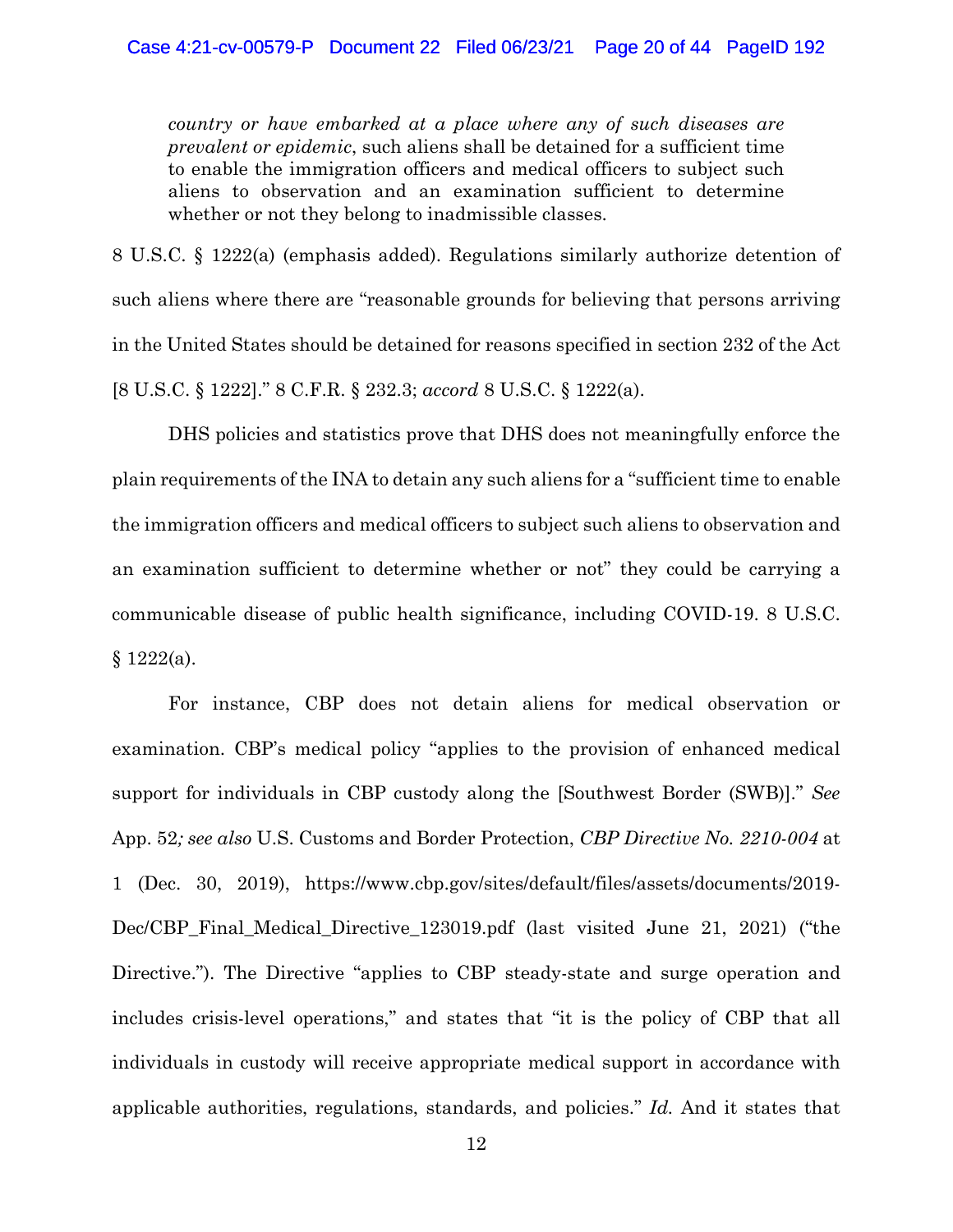> *country or have embarked at a place where any of such diseases are prevalent or epidemic*, such aliens shall be detained for a sufficient time to enable the immigration officers and medical officers to subject such aliens to observation and an examination sufficient to determine whether or not they belong to inadmissible classes.

8 U.S.C. § 1222(a) (emphasis added). Regulations similarly authorize detention of such aliens where there are "reasonable grounds for believing that persons arriving in the United States should be detained for reasons specified in section 232 of the Act [8 U.S.C. § 1222]." 8 C.F.R. § 232.3; *accord* 8 U.S.C. § 1222(a).

DHS policies and statistics prove that DHS does not meaningfully enforce the plain requirements of the INA to detain any such aliens for a "sufficient time to enable the immigration officers and medical officers to subject such aliens to observation and an examination sufficient to determine whether or not" they could be carrying a communicable disease of public health significance, including COVID-19. 8 U.S.C. § 1222(a).

For instance, CBP does not detain aliens for medical observation or examination. CBP's medical policy "applies to the provision of enhanced medical support for individuals in CBP custody along the [Southwest Border (SWB)]." *See* App. 52*; see also* U.S. Customs and Border Protection, *CBP Directive No. 2210-004* at 1 (Dec. 30, 2019), https://www.cbp.gov/sites/default/files/assets/documents/2019-Dec/CBP_Final_Medical_Directive_123019.pdf (last visited June 21, 2021) ("the Directive."). The Directive "applies to CBP steady-state and surge operation and includes crisis-level operations," and states that "it is the policy of CBP that all individuals in custody will receive appropriate medical support in accordance with applicable authorities, regulations, standards, and policies." *Id.* And it states that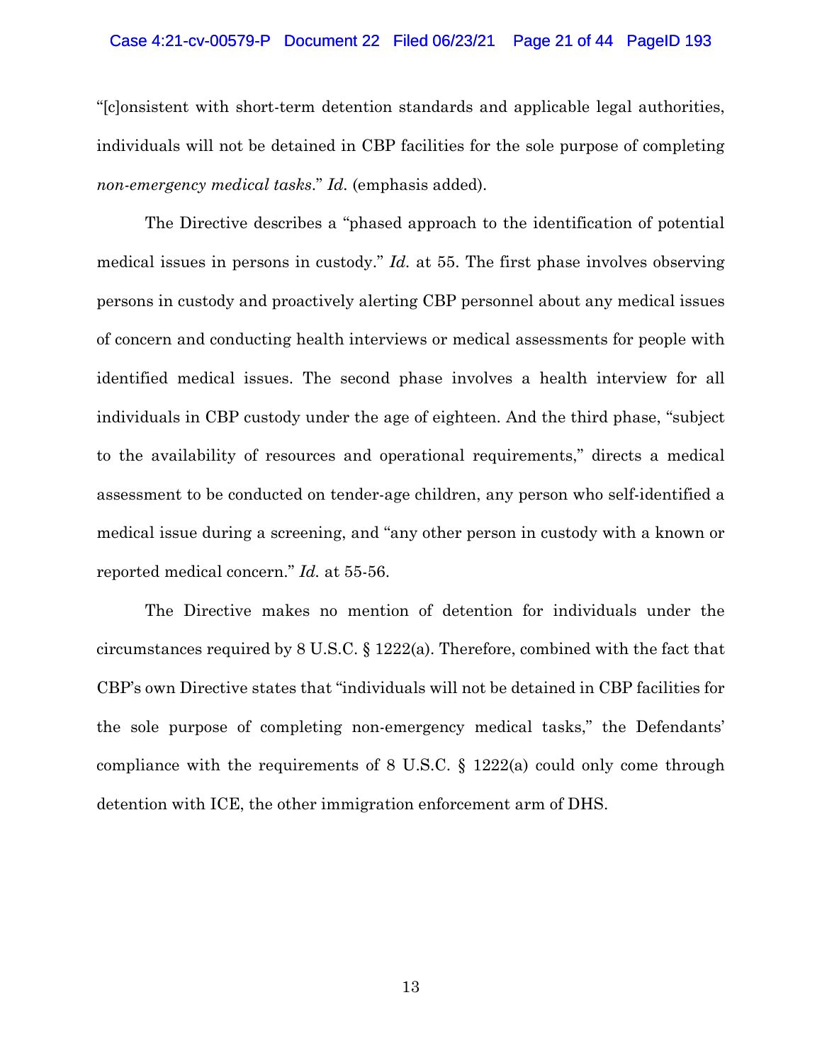"[c]onsistent with short-term detention standards and applicable legal authorities, individuals will not be detained in CBP facilities for the sole purpose of completing *non-emergency medical tasks*." *Id.* (emphasis added).

The Directive describes a "phased approach to the identification of potential medical issues in persons in custody." *Id.* at 55. The first phase involves observing persons in custody and proactively alerting CBP personnel about any medical issues of concern and conducting health interviews or medical assessments for people with identified medical issues. The second phase involves a health interview for all individuals in CBP custody under the age of eighteen. And the third phase, "subject to the availability of resources and operational requirements," directs a medical assessment to be conducted on tender-age children, any person who self-identified a medical issue during a screening, and "any other person in custody with a known or reported medical concern." *Id.* at 55-56.

The Directive makes no mention of detention for individuals under the circumstances required by 8 U.S.C. § 1222(a). Therefore, combined with the fact that CBP's own Directive states that "individuals will not be detained in CBP facilities for the sole purpose of completing non-emergency medical tasks," the Defendants' compliance with the requirements of 8 U.S.C. § 1222(a) could only come through detention with ICE, the other immigration enforcement arm of DHS.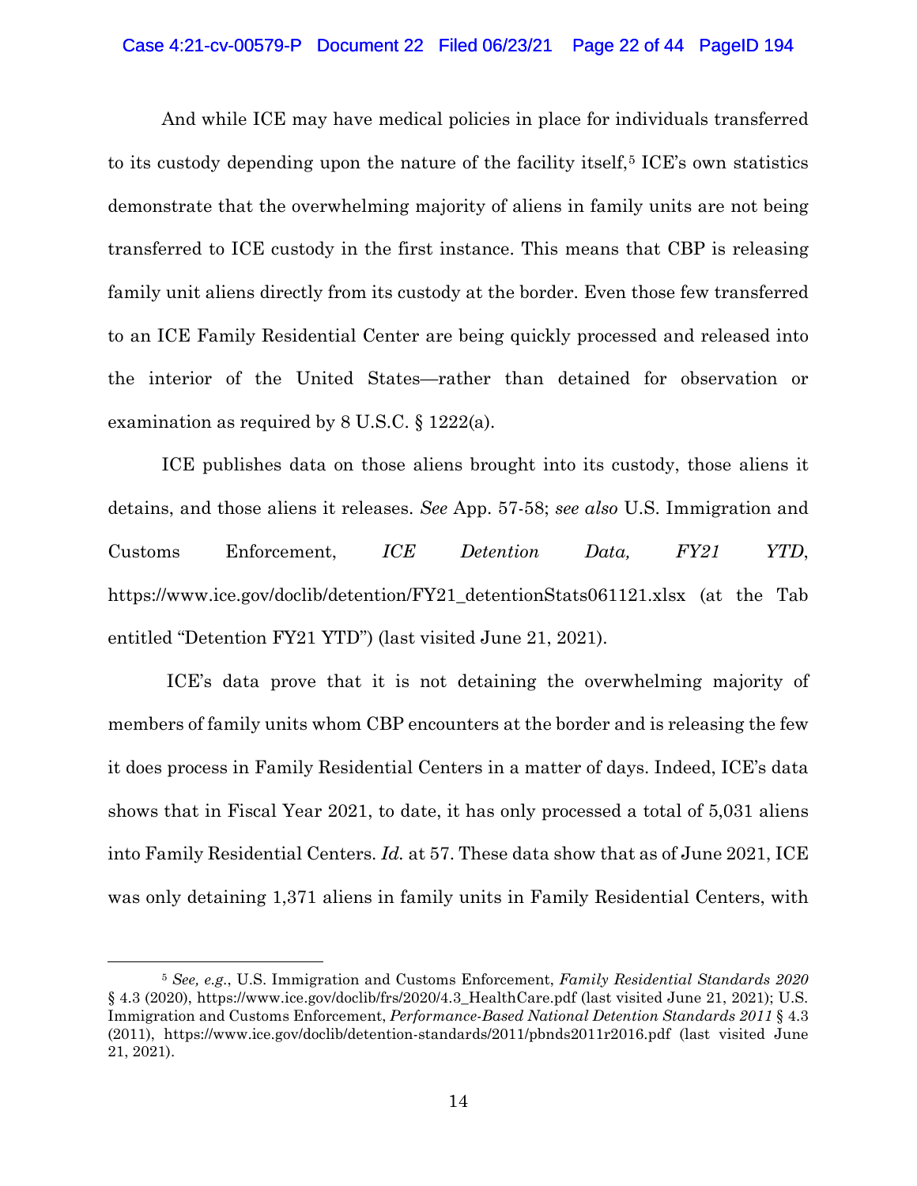And while ICE may have medical policies in place for individuals transferred to its custody depending upon the nature of the facility itself,[5] ICE's own statistics demonstrate that the overwhelming majority of aliens in family units are not being transferred to ICE custody in the first instance. This means that CBP is releasing family unit aliens directly from its custody at the border. Even those few transferred to an ICE Family Residential Center are being quickly processed and released into the interior of the United States—rather than detained for observation or examination as required by 8 U.S.C. § 1222(a).

ICE publishes data on those aliens brought into its custody, those aliens it detains, and those aliens it releases. *See* App. 57-58; *see also* U.S. Immigration and Customs Enforcement, *ICE Detention Data, FY21 YTD*, https://www.ice.gov/doclib/detention/FY21_detentionStats061121.xlsx (at the Tab entitled "Detention FY21 YTD") (last visited June 21, 2021).

ICE's data prove that it is not detaining the overwhelming majority of members of family units whom CBP encounters at the border and is releasing the few it does process in Family Residential Centers in a matter of days. Indeed, ICE's data shows that in Fiscal Year 2021, to date, it has only processed a total of 5,031 aliens into Family Residential Centers. *Id.* at 57. These data show that as of June 2021, ICE was only detaining 1,371 aliens in family units in Family Residential Centers, with

---

[5] *See, e.g.*, U.S. Immigration and Customs Enforcement, *Family Residential Standards 2020* § 4.3 (2020), https://www.ice.gov/doclib/frs/2020/4.3_HealthCare.pdf (last visited June 21, 2021); U.S. Immigration and Customs Enforcement, *Performance-Based National Detention Standards 2011* § 4.3 (2011), https://www.ice.gov/doclib/detention-standards/2011/pbnds2011r2016.pdf (last visited June 21, 2021).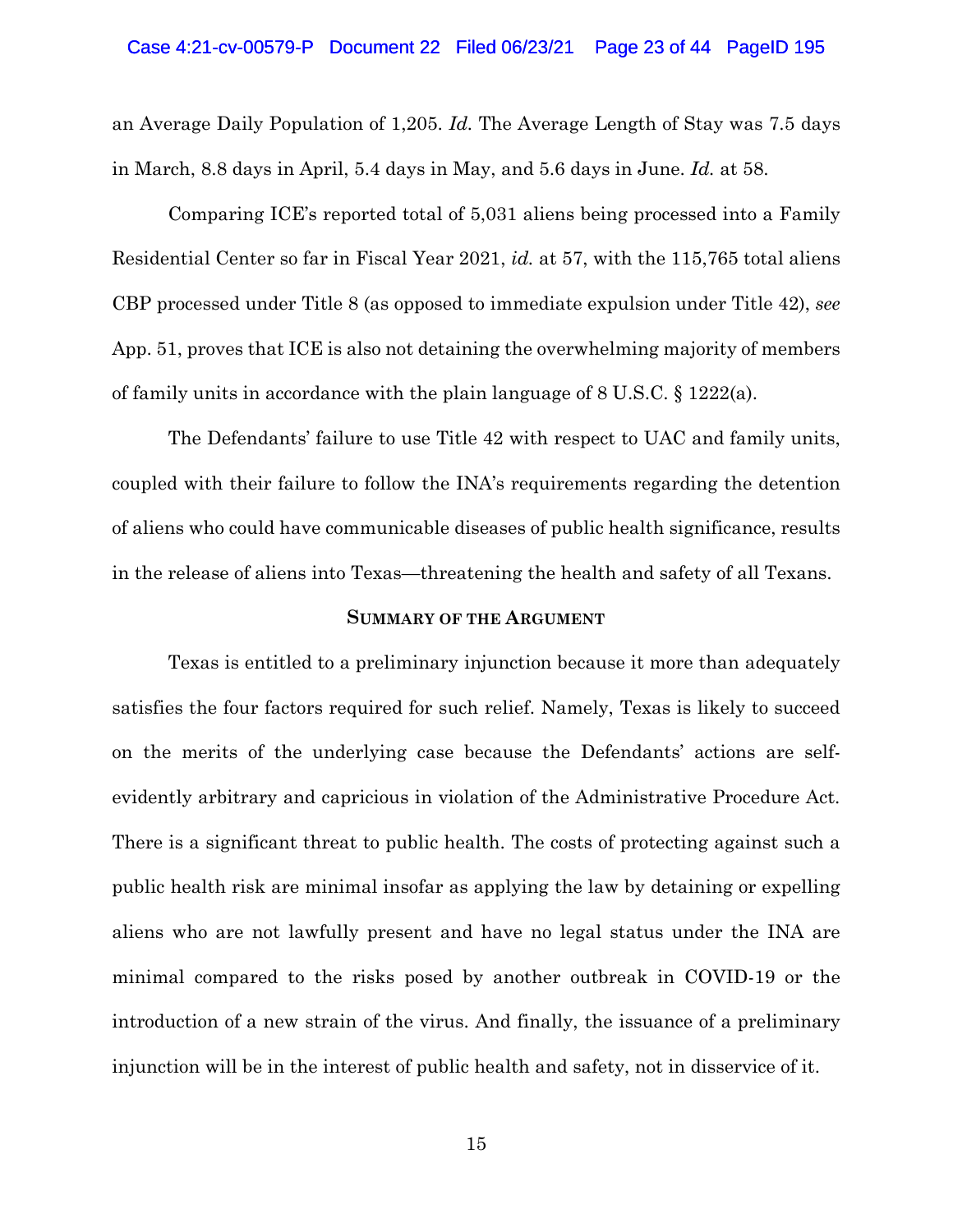an Average Daily Population of 1,205. *Id.* The Average Length of Stay was 7.5 days in March, 8.8 days in April, 5.4 days in May, and 5.6 days in June. *Id.* at 58.

Comparing ICE's reported total of 5,031 aliens being processed into a Family Residential Center so far in Fiscal Year 2021, *id.* at 57, with the 115,765 total aliens CBP processed under Title 8 (as opposed to immediate expulsion under Title 42), *see* App. 51, proves that ICE is also not detaining the overwhelming majority of members of family units in accordance with the plain language of 8 U.S.C. § 1222(a).

The Defendants' failure to use Title 42 with respect to UAC and family units, coupled with their failure to follow the INA's requirements regarding the detention of aliens who could have communicable diseases of public health significance, results in the release of aliens into Texas—threatening the health and safety of all Texans.

## SUMMARY OF THE ARGUMENT

Texas is entitled to a preliminary injunction because it more than adequately satisfies the four factors required for such relief. Namely, Texas is likely to succeed on the merits of the underlying case because the Defendants' actions are self-evidently arbitrary and capricious in violation of the Administrative Procedure Act. There is a significant threat to public health. The costs of protecting against such a public health risk are minimal insofar as applying the law by detaining or expelling aliens who are not lawfully present and have no legal status under the INA are minimal compared to the risks posed by another outbreak in COVID-19 or the introduction of a new strain of the virus. And finally, the issuance of a preliminary injunction will be in the interest of public health and safety, not in disservice of it.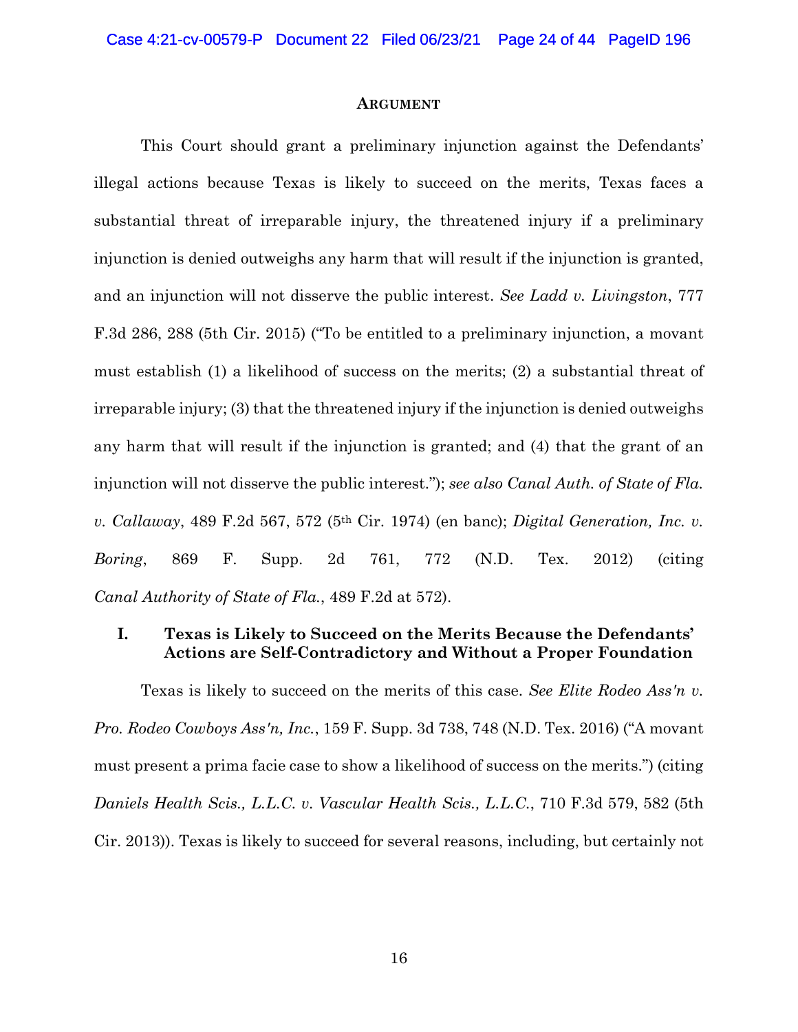## Argument

This Court should grant a preliminary injunction against the Defendants' illegal actions because Texas is likely to succeed on the merits, Texas faces a substantial threat of irreparable injury, the threatened injury if a preliminary injunction is denied outweighs any harm that will result if the injunction is granted, and an injunction will not disserve the public interest. *See Ladd v. Livingston*, 777 F.3d 286, 288 (5th Cir. 2015) ("To be entitled to a preliminary injunction, a movant must establish (1) a likelihood of success on the merits; (2) a substantial threat of irreparable injury; (3) that the threatened injury if the injunction is denied outweighs any harm that will result if the injunction is granted; and (4) that the grant of an injunction will not disserve the public interest."); *see also Canal Auth. of State of Fla. v. Callaway*, 489 F.2d 567, 572 (5th Cir. 1974) (en banc); *Digital Generation, Inc. v. Boring*, 869 F. Supp. 2d 761, 772 (N.D. Tex. 2012) (citing *Canal Authority of State of Fla.*, 489 F.2d at 572).

### I. Texas is Likely to Succeed on the Merits Because the Defendants' Actions are Self-Contradictory and Without a Proper Foundation

Texas is likely to succeed on the merits of this case. *See Elite Rodeo Ass'n v. Pro. Rodeo Cowboys Ass'n, Inc.*, 159 F. Supp. 3d 738, 748 (N.D. Tex. 2016) ("A movant must present a prima facie case to show a likelihood of success on the merits.") (citing *Daniels Health Scis., L.L.C. v. Vascular Health Scis., L.L.C.*, 710 F.3d 579, 582 (5th Cir. 2013)). Texas is likely to succeed for several reasons, including, but certainly not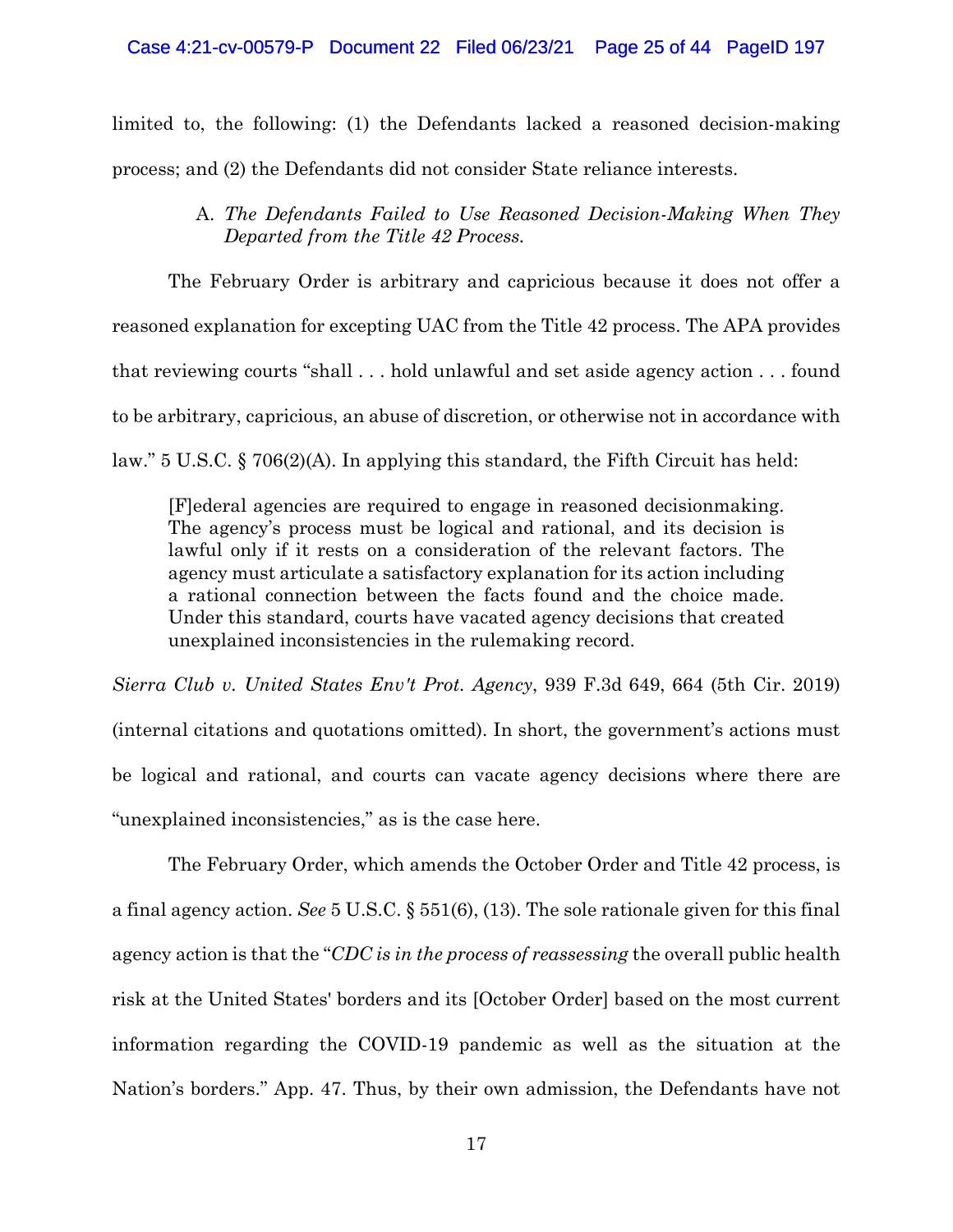limited to, the following: (1) the Defendants lacked a reasoned decision-making process; and (2) the Defendants did not consider State reliance interests.

### A. *The Defendants Failed to Use Reasoned Decision-Making When They Departed from the Title 42 Process.*

The February Order is arbitrary and capricious because it does not offer a reasoned explanation for excepting UAC from the Title 42 process. The APA provides that reviewing courts "shall . . . hold unlawful and set aside agency action . . . found to be arbitrary, capricious, an abuse of discretion, or otherwise not in accordance with law." 5 U.S.C. § 706(2)(A). In applying this standard, the Fifth Circuit has held:

> [F]ederal agencies are required to engage in reasoned decisionmaking. The agency's process must be logical and rational, and its decision is lawful only if it rests on a consideration of the relevant factors. The agency must articulate a satisfactory explanation for its action including a rational connection between the facts found and the choice made. Under this standard, courts have vacated agency decisions that created unexplained inconsistencies in the rulemaking record.

*Sierra Club v. United States Env't Prot. Agency*, 939 F.3d 649, 664 (5th Cir. 2019) (internal citations and quotations omitted). In short, the government's actions must be logical and rational, and courts can vacate agency decisions where there are "unexplained inconsistencies," as is the case here.

The February Order, which amends the October Order and Title 42 process, is a final agency action. *See* 5 U.S.C. § 551(6), (13). The sole rationale given for this final agency action is that the "*CDC is in the process of reassessing* the overall public health risk at the United States' borders and its [October Order] based on the most current information regarding the COVID-19 pandemic as well as the situation at the Nation's borders." App. 47. Thus, by their own admission, the Defendants have not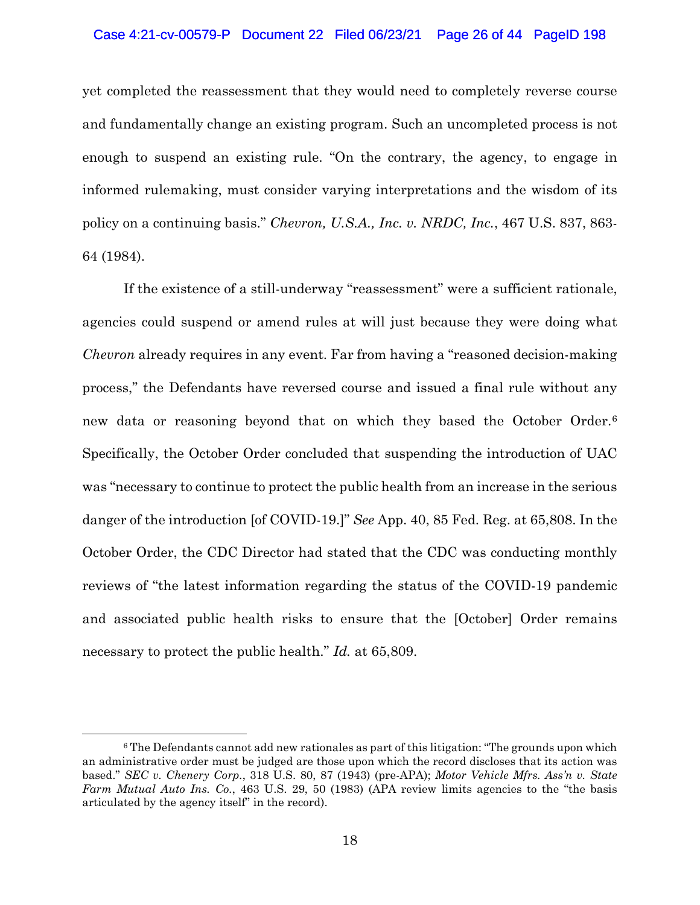yet completed the reassessment that they would need to completely reverse course and fundamentally change an existing program. Such an uncompleted process is not enough to suspend an existing rule. "On the contrary, the agency, to engage in informed rulemaking, must consider varying interpretations and the wisdom of its policy on a continuing basis." *Chevron, U.S.A., Inc. v. NRDC, Inc.*, 467 U.S. 837, 863-64 (1984).

If the existence of a still-underway "reassessment" were a sufficient rationale, agencies could suspend or amend rules at will just because they were doing what *Chevron* already requires in any event. Far from having a "reasoned decision-making process," the Defendants have reversed course and issued a final rule without any new data or reasoning beyond that on which they based the October Order.[6] Specifically, the October Order concluded that suspending the introduction of UAC was "necessary to continue to protect the public health from an increase in the serious danger of the introduction [of COVID-19.]" *See* App. 40, 85 Fed. Reg. at 65,808. In the October Order, the CDC Director had stated that the CDC was conducting monthly reviews of "the latest information regarding the status of the COVID-19 pandemic and associated public health risks to ensure that the [October] Order remains necessary to protect the public health." *Id.* at 65,809.

[6] The Defendants cannot add new rationales as part of this litigation: "The grounds upon which an administrative order must be judged are those upon which the record discloses that its action was based." *SEC v. Chenery Corp.*, 318 U.S. 80, 87 (1943) (pre-APA); *Motor Vehicle Mfrs. Ass'n v. State Farm Mutual Auto Ins. Co.*, 463 U.S. 29, 50 (1983) (APA review limits agencies to the "the basis articulated by the agency itself" in the record).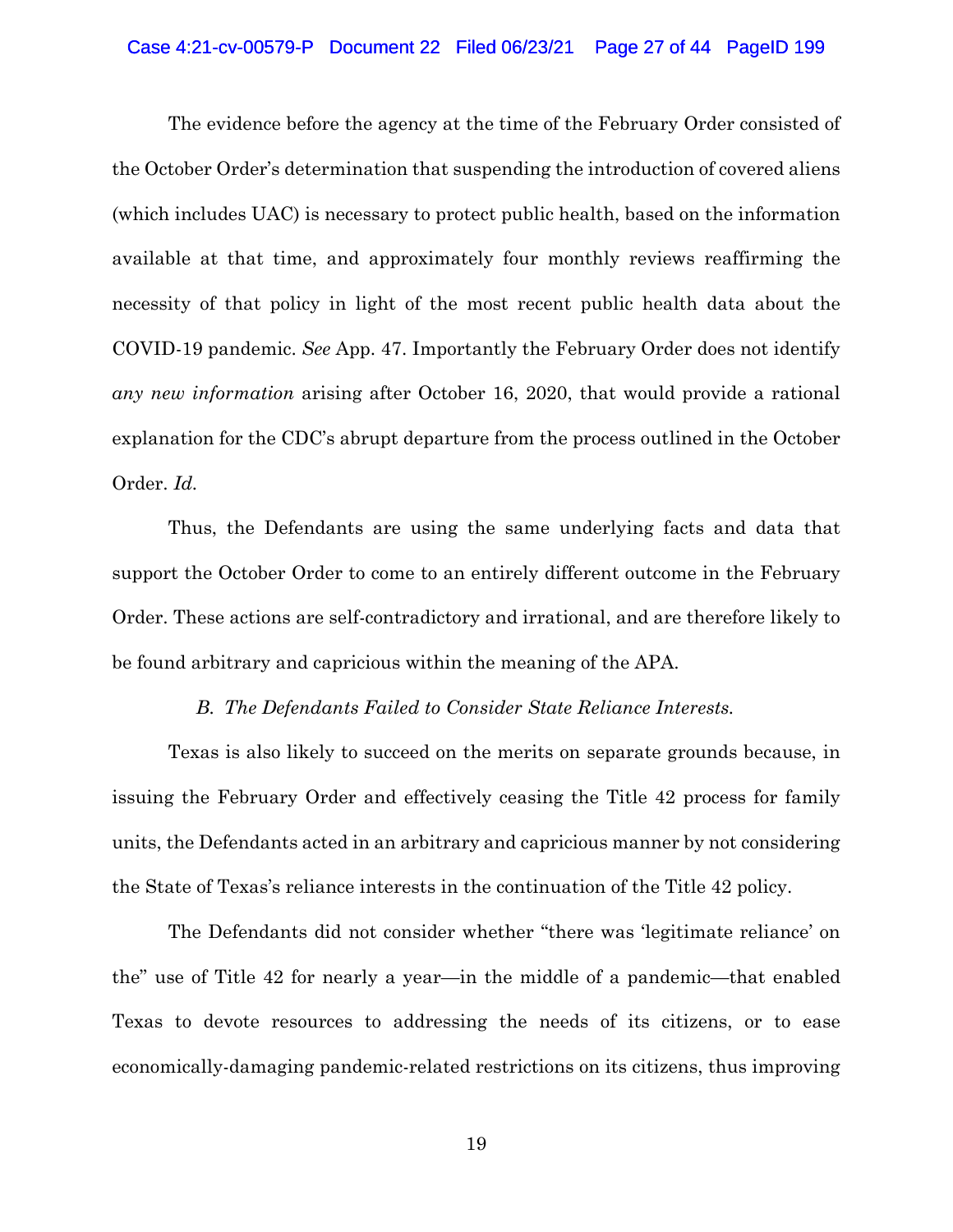The evidence before the agency at the time of the February Order consisted of the October Order's determination that suspending the introduction of covered aliens (which includes UAC) is necessary to protect public health, based on the information available at that time, and approximately four monthly reviews reaffirming the necessity of that policy in light of the most recent public health data about the COVID-19 pandemic. *See* App. 47. Importantly the February Order does not identify *any new information* arising after October 16, 2020, that would provide a rational explanation for the CDC's abrupt departure from the process outlined in the October Order. *Id.*

Thus, the Defendants are using the same underlying facts and data that support the October Order to come to an entirely different outcome in the February Order. These actions are self-contradictory and irrational, and are therefore likely to be found arbitrary and capricious within the meaning of the APA.

### *B. The Defendants Failed to Consider State Reliance Interests.*

Texas is also likely to succeed on the merits on separate grounds because, in issuing the February Order and effectively ceasing the Title 42 process for family units, the Defendants acted in an arbitrary and capricious manner by not considering the State of Texas's reliance interests in the continuation of the Title 42 policy.

The Defendants did not consider whether "there was 'legitimate reliance' on the" use of Title 42 for nearly a year—in the middle of a pandemic—that enabled Texas to devote resources to addressing the needs of its citizens, or to ease economically-damaging pandemic-related restrictions on its citizens, thus improving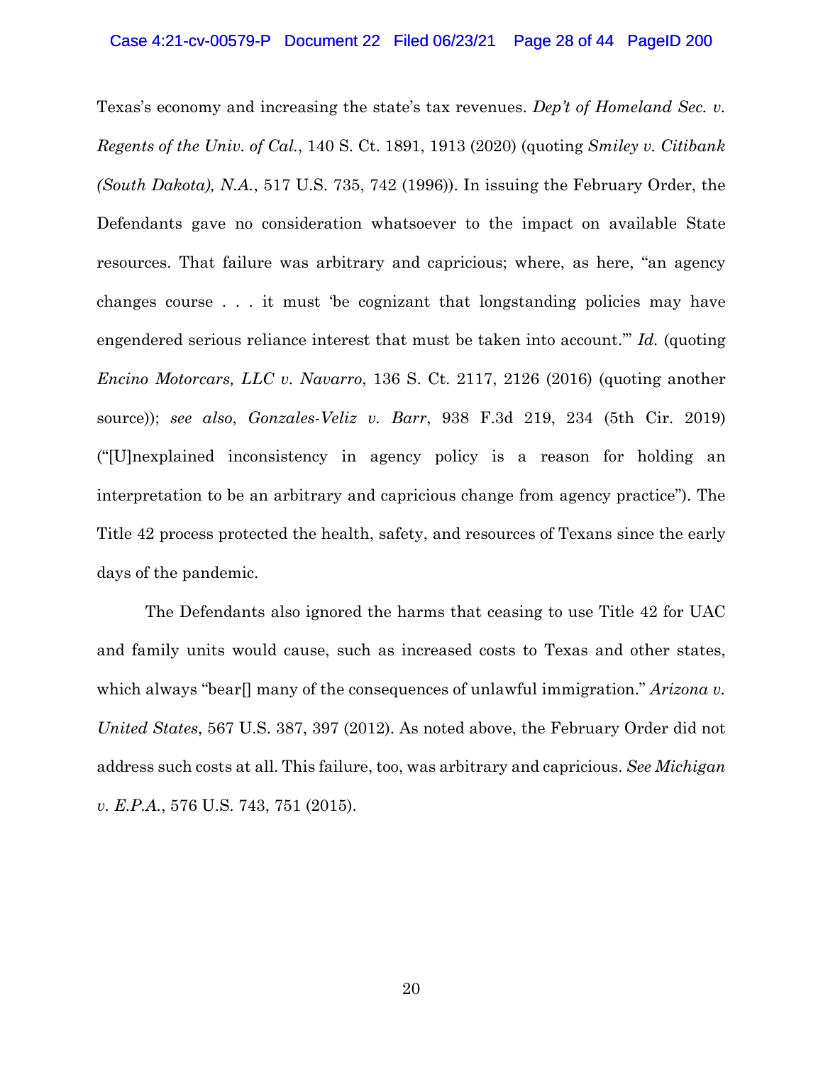Texas's economy and increasing the state's tax revenues. *Dep't of Homeland Sec. v. Regents of the Univ. of Cal.*, 140 S. Ct. 1891, 1913 (2020) (quoting *Smiley v. Citibank (South Dakota), N.A.*, 517 U.S. 735, 742 (1996)). In issuing the February Order, the Defendants gave no consideration whatsoever to the impact on available State resources. That failure was arbitrary and capricious; where, as here, "an agency changes course . . . it must 'be cognizant that longstanding policies may have engendered serious reliance interest that must be taken into account.'" *Id.* (quoting *Encino Motorcars, LLC v. Navarro*, 136 S. Ct. 2117, 2126 (2016) (quoting another source)); *see also*, *Gonzales-Veliz v. Barr*, 938 F.3d 219, 234 (5th Cir. 2019) ("[U]nexplained inconsistency in agency policy is a reason for holding an interpretation to be an arbitrary and capricious change from agency practice"). The Title 42 process protected the health, safety, and resources of Texans since the early days of the pandemic.

The Defendants also ignored the harms that ceasing to use Title 42 for UAC and family units would cause, such as increased costs to Texas and other states, which always "bear[] many of the consequences of unlawful immigration." *Arizona v. United States*, 567 U.S. 387, 397 (2012). As noted above, the February Order did not address such costs at all. This failure, too, was arbitrary and capricious. *See Michigan v. E.P.A.*, 576 U.S. 743, 751 (2015).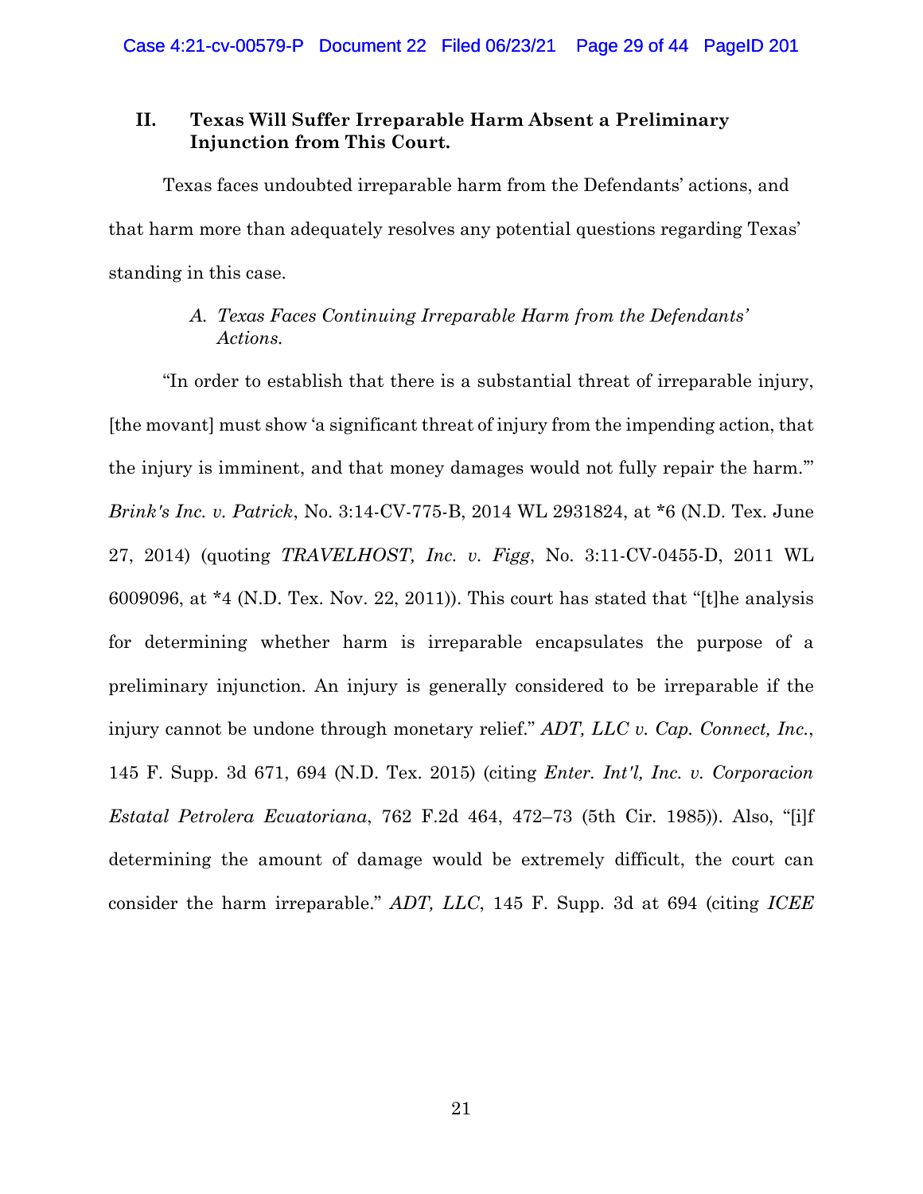## II. Texas Will Suffer Irreparable Harm Absent a Preliminary Injunction from This Court.

Texas faces undoubted irreparable harm from the Defendants' actions, and that harm more than adequately resolves any potential questions regarding Texas' standing in this case.

### *A. Texas Faces Continuing Irreparable Harm from the Defendants' Actions.*

"In order to establish that there is a substantial threat of irreparable injury, [the movant] must show 'a significant threat of injury from the impending action, that the injury is imminent, and that money damages would not fully repair the harm.'" *Brink's Inc. v. Patrick*, No. 3:14-CV-775-B, 2014 WL 2931824, at *6 (N.D. Tex. June 27, 2014) (quoting *TRAVELHOST, Inc. v. Figg*, No. 3:11-CV-0455-D, 2011 WL 6009096, at *4 (N.D. Tex. Nov. 22, 2011)). This court has stated that "[t]he analysis for determining whether harm is irreparable encapsulates the purpose of a preliminary injunction. An injury is generally considered to be irreparable if the injury cannot be undone through monetary relief." *ADT, LLC v. Cap. Connect, Inc.*, 145 F. Supp. 3d 671, 694 (N.D. Tex. 2015) (citing *Enter. Int'l, Inc. v. Corporacion Estatal Petrolera Ecuatoriana*, 762 F.2d 464, 472–73 (5th Cir. 1985)). Also, "[i]f determining the amount of damage would be extremely difficult, the court can consider the harm irreparable." *ADT, LLC*, 145 F. Supp. 3d at 694 (citing *ICEE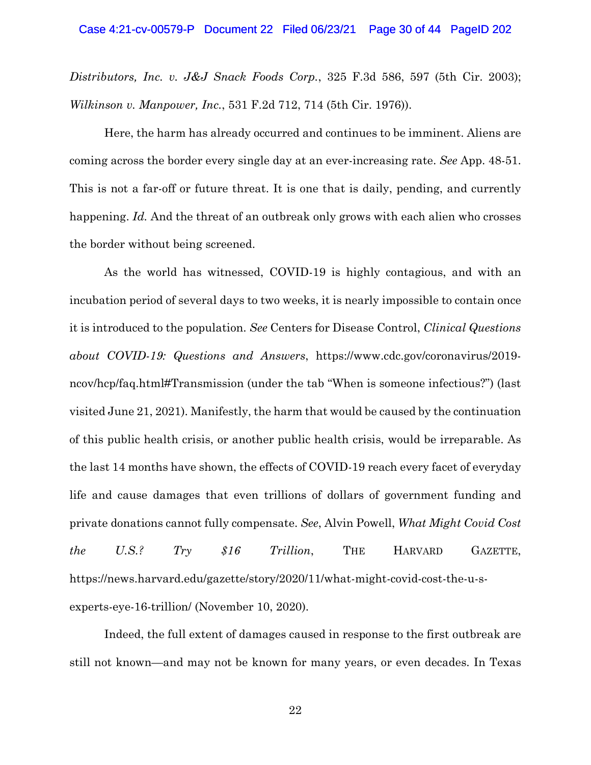*Distributors, Inc. v. J&J Snack Foods Corp.*, 325 F.3d 586, 597 (5th Cir. 2003); *Wilkinson v. Manpower, Inc.*, 531 F.2d 712, 714 (5th Cir. 1976)).

Here, the harm has already occurred and continues to be imminent. Aliens are coming across the border every single day at an ever-increasing rate. *See* App. 48-51. This is not a far-off or future threat. It is one that is daily, pending, and currently happening. *Id.* And the threat of an outbreak only grows with each alien who crosses the border without being screened.

As the world has witnessed, COVID-19 is highly contagious, and with an incubation period of several days to two weeks, it is nearly impossible to contain once it is introduced to the population. *See* Centers for Disease Control, *Clinical Questions about COVID-19: Questions and Answers*, https://www.cdc.gov/coronavirus/2019-ncov/hcp/faq.html#Transmission (under the tab "When is someone infectious?") (last visited June 21, 2021). Manifestly, the harm that would be caused by the continuation of this public health crisis, or another public health crisis, would be irreparable. As the last 14 months have shown, the effects of COVID-19 reach every facet of everyday life and cause damages that even trillions of dollars of government funding and private donations cannot fully compensate. *See*, Alvin Powell, *What Might Covid Cost the U.S.? Try $16 Trillion*, THE HARVARD GAZETTE, https://news.harvard.edu/gazette/story/2020/11/what-might-covid-cost-the-u-s-experts-eye-16-trillion/ (November 10, 2020).

Indeed, the full extent of damages caused in response to the first outbreak are still not known—and may not be known for many years, or even decades. In Texas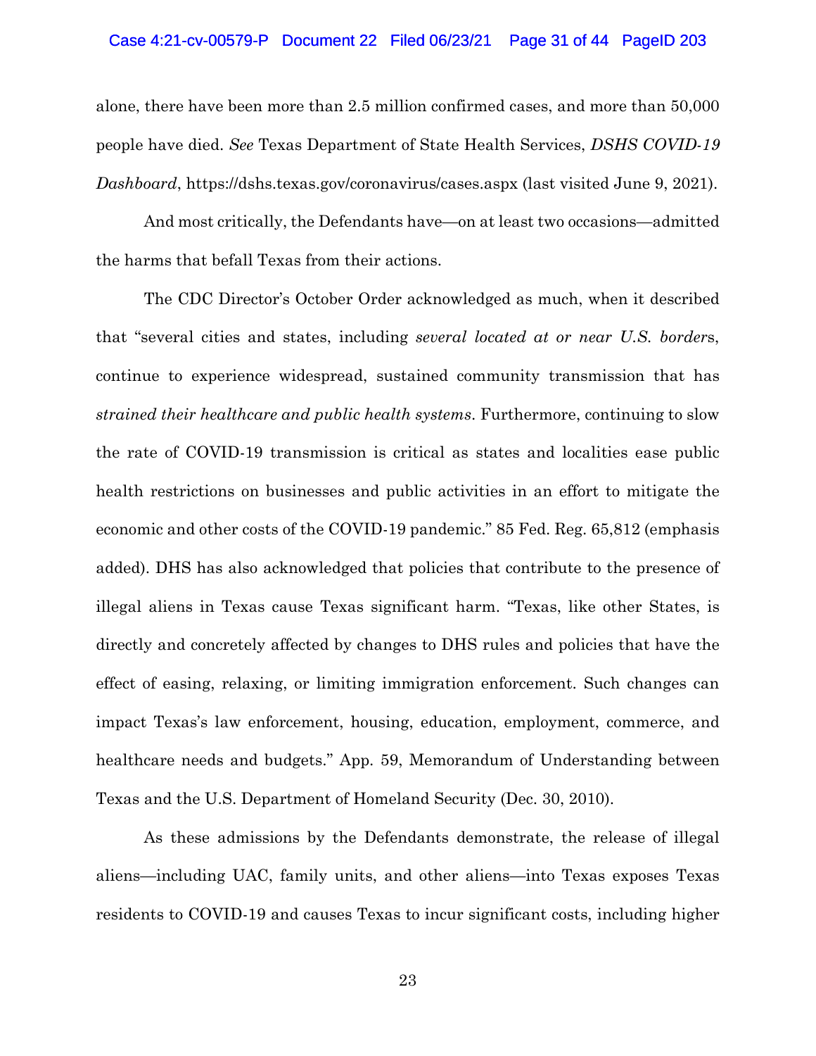alone, there have been more than 2.5 million confirmed cases, and more than 50,000 people have died. *See* Texas Department of State Health Services, *DSHS COVID-19 Dashboard*, https://dshs.texas.gov/coronavirus/cases.aspx (last visited June 9, 2021).

And most critically, the Defendants have—on at least two occasions—admitted the harms that befall Texas from their actions.

The CDC Director's October Order acknowledged as much, when it described that "several cities and states, including *several located at or near U.S. border*s, continue to experience widespread, sustained community transmission that has *strained their healthcare and public health systems*. Furthermore, continuing to slow the rate of COVID-19 transmission is critical as states and localities ease public health restrictions on businesses and public activities in an effort to mitigate the economic and other costs of the COVID-19 pandemic." 85 Fed. Reg. 65,812 (emphasis added). DHS has also acknowledged that policies that contribute to the presence of illegal aliens in Texas cause Texas significant harm. "Texas, like other States, is directly and concretely affected by changes to DHS rules and policies that have the effect of easing, relaxing, or limiting immigration enforcement. Such changes can impact Texas's law enforcement, housing, education, employment, commerce, and healthcare needs and budgets." App. 59, Memorandum of Understanding between Texas and the U.S. Department of Homeland Security (Dec. 30, 2010).

As these admissions by the Defendants demonstrate, the release of illegal aliens—including UAC, family units, and other aliens—into Texas exposes Texas residents to COVID-19 and causes Texas to incur significant costs, including higher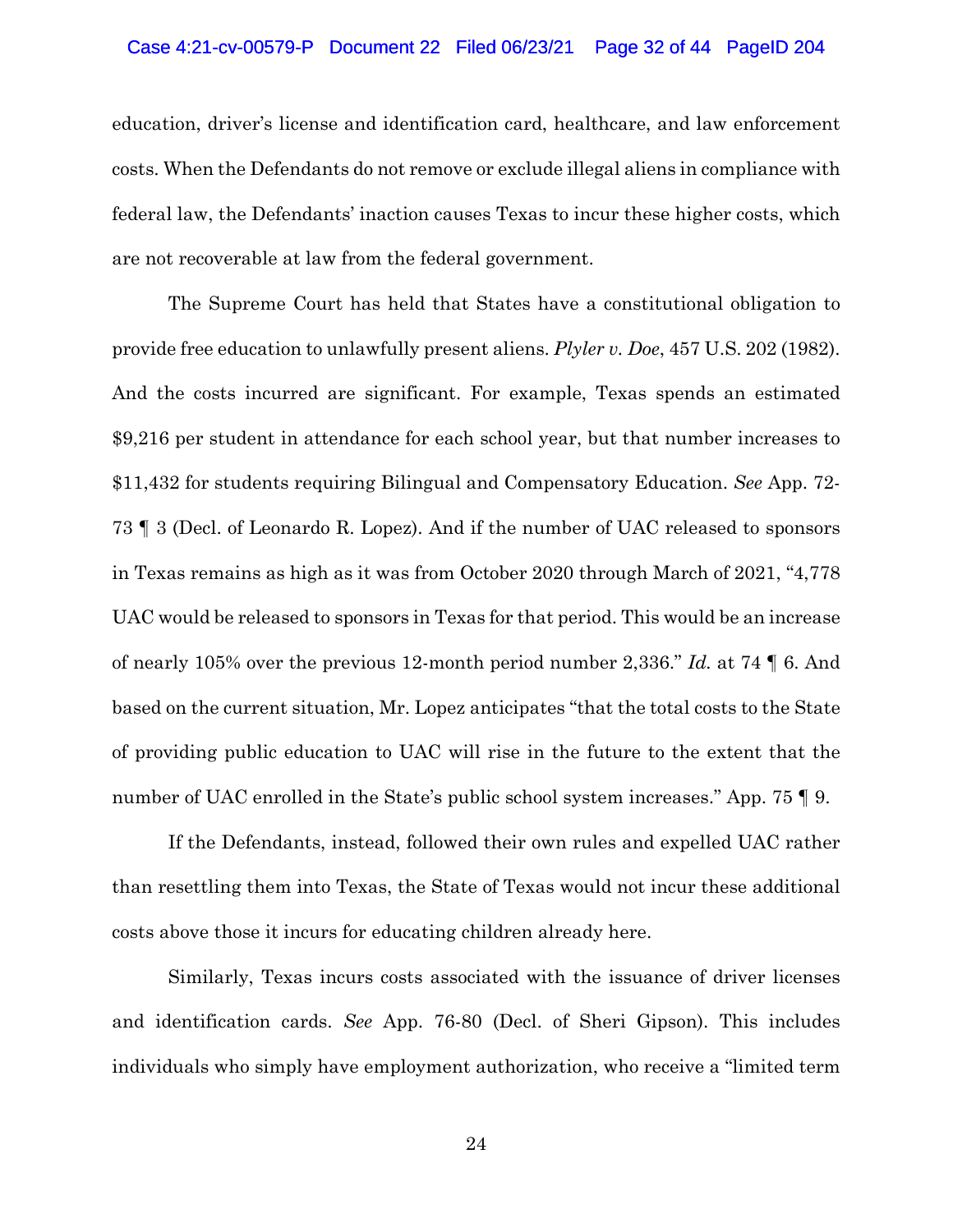education, driver's license and identification card, healthcare, and law enforcement costs. When the Defendants do not remove or exclude illegal aliens in compliance with federal law, the Defendants' inaction causes Texas to incur these higher costs, which are not recoverable at law from the federal government.

The Supreme Court has held that States have a constitutional obligation to provide free education to unlawfully present aliens. *Plyler v. Doe*, 457 U.S. 202 (1982). And the costs incurred are significant. For example, Texas spends an estimated $9,216 per student in attendance for each school year, but that number increases to $11,432 for students requiring Bilingual and Compensatory Education. *See* App. 72-73 ¶ 3 (Decl. of Leonardo R. Lopez). And if the number of UAC released to sponsors in Texas remains as high as it was from October 2020 through March of 2021, "4,778 UAC would be released to sponsors in Texas for that period. This would be an increase of nearly 105% over the previous 12-month period number 2,336." *Id.* at 74 ¶ 6. And based on the current situation, Mr. Lopez anticipates "that the total costs to the State of providing public education to UAC will rise in the future to the extent that the number of UAC enrolled in the State's public school system increases." App. 75 ¶ 9.

If the Defendants, instead, followed their own rules and expelled UAC rather than resettling them into Texas, the State of Texas would not incur these additional costs above those it incurs for educating children already here.

Similarly, Texas incurs costs associated with the issuance of driver licenses and identification cards. *See* App. 76-80 (Decl. of Sheri Gipson). This includes individuals who simply have employment authorization, who receive a "limited term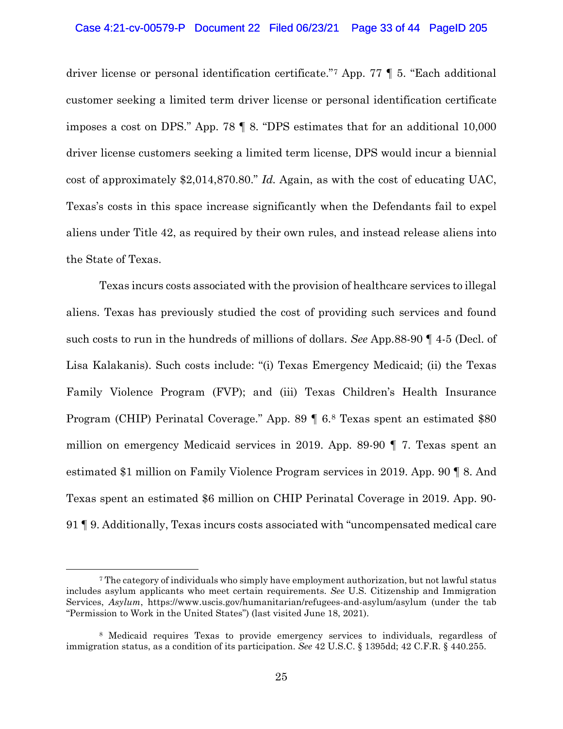driver license or personal identification certificate."[7] App. 77 ¶ 5. "Each additional customer seeking a limited term driver license or personal identification certificate imposes a cost on DPS." App. 78 ¶ 8. "DPS estimates that for an additional 10,000 driver license customers seeking a limited term license, DPS would incur a biennial cost of approximately $2,014,870.80." *Id.* Again, as with the cost of educating UAC, Texas's costs in this space increase significantly when the Defendants fail to expel aliens under Title 42, as required by their own rules, and instead release aliens into the State of Texas.

Texas incurs costs associated with the provision of healthcare services to illegal aliens. Texas has previously studied the cost of providing such services and found such costs to run in the hundreds of millions of dollars. *See* App.88-90 ¶ 4-5 (Decl. of Lisa Kalakanis). Such costs include: "(i) Texas Emergency Medicaid; (ii) the Texas Family Violence Program (FVP); and (iii) Texas Children's Health Insurance Program (CHIP) Perinatal Coverage." App. 89 ¶ 6.[8] Texas spent an estimated $80 million on emergency Medicaid services in 2019. App. 89-90 ¶ 7. Texas spent an estimated $1 million on Family Violence Program services in 2019. App. 90 ¶ 8. And Texas spent an estimated $6 million on CHIP Perinatal Coverage in 2019. App. 90-91 ¶ 9. Additionally, Texas incurs costs associated with "uncompensated medical care

---

[7] The category of individuals who simply have employment authorization, but not lawful status includes asylum applicants who meet certain requirements. *See* U.S. Citizenship and Immigration Services, *Asylum*, https://www.uscis.gov/humanitarian/refugees-and-asylum/asylum (under the tab "Permission to Work in the United States") (last visited June 18, 2021).

[8] Medicaid requires Texas to provide emergency services to individuals, regardless of immigration status, as a condition of its participation. *See* 42 U.S.C. § 1395dd; 42 C.F.R. § 440.255.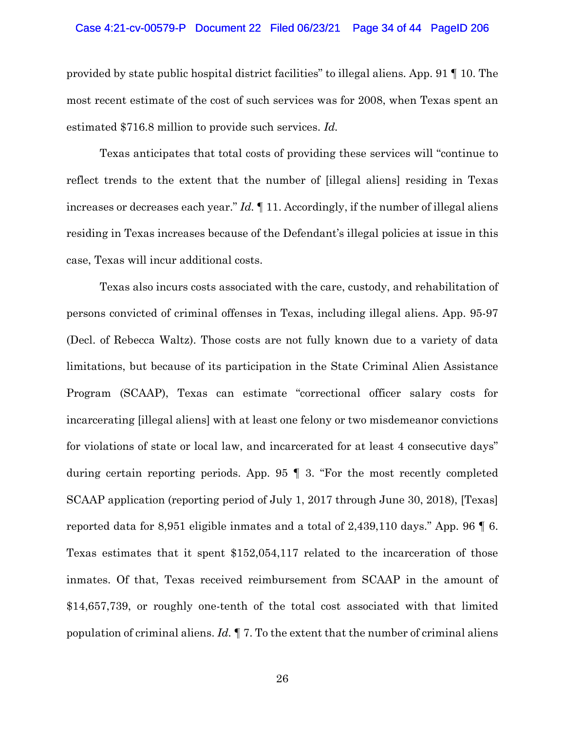provided by state public hospital district facilities" to illegal aliens. App. 91 ¶ 10. The most recent estimate of the cost of such services was for 2008, when Texas spent an estimated $716.8 million to provide such services. *Id.*

Texas anticipates that total costs of providing these services will "continue to reflect trends to the extent that the number of [illegal aliens] residing in Texas increases or decreases each year." *Id.* ¶ 11. Accordingly, if the number of illegal aliens residing in Texas increases because of the Defendant's illegal policies at issue in this case, Texas will incur additional costs.

Texas also incurs costs associated with the care, custody, and rehabilitation of persons convicted of criminal offenses in Texas, including illegal aliens. App. 95-97 (Decl. of Rebecca Waltz). Those costs are not fully known due to a variety of data limitations, but because of its participation in the State Criminal Alien Assistance Program (SCAAP), Texas can estimate "correctional officer salary costs for incarcerating [illegal aliens] with at least one felony or two misdemeanor convictions for violations of state or local law, and incarcerated for at least 4 consecutive days" during certain reporting periods. App. 95 ¶ 3. "For the most recently completed SCAAP application (reporting period of July 1, 2017 through June 30, 2018), [Texas] reported data for 8,951 eligible inmates and a total of 2,439,110 days." App. 96 ¶ 6. Texas estimates that it spent $152,054,117 related to the incarceration of those inmates. Of that, Texas received reimbursement from SCAAP in the amount of $14,657,739, or roughly one-tenth of the total cost associated with that limited population of criminal aliens. *Id.* ¶ 7. To the extent that the number of criminal aliens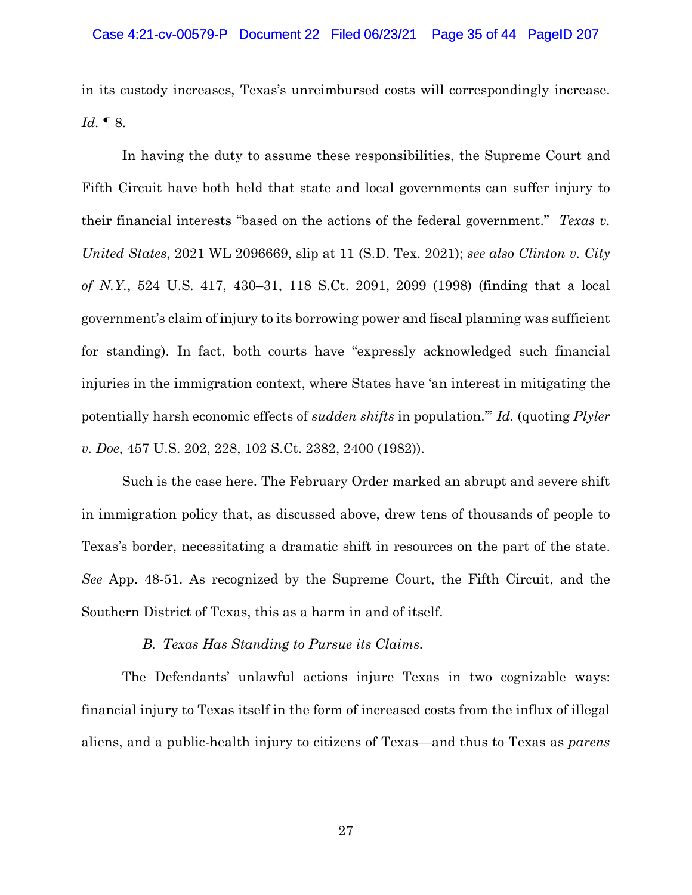in its custody increases, Texas's unreimbursed costs will correspondingly increase. *Id.* ¶ 8.

In having the duty to assume these responsibilities, the Supreme Court and Fifth Circuit have both held that state and local governments can suffer injury to their financial interests "based on the actions of the federal government." *Texas v. United States*, 2021 WL 2096669, slip at 11 (S.D. Tex. 2021); *see also Clinton v. City of N.Y.*, 524 U.S. 417, 430–31, 118 S.Ct. 2091, 2099 (1998) (finding that a local government's claim of injury to its borrowing power and fiscal planning was sufficient for standing). In fact, both courts have "expressly acknowledged such financial injuries in the immigration context, where States have 'an interest in mitigating the potentially harsh economic effects of *sudden shifts* in population.'" *Id.* (quoting *Plyler v. Doe*, 457 U.S. 202, 228, 102 S.Ct. 2382, 2400 (1982)).

Such is the case here. The February Order marked an abrupt and severe shift in immigration policy that, as discussed above, drew tens of thousands of people to Texas's border, necessitating a dramatic shift in resources on the part of the state. *See* App. 48-51. As recognized by the Supreme Court, the Fifth Circuit, and the Southern District of Texas, this as a harm in and of itself.

### *B. Texas Has Standing to Pursue its Claims.*

The Defendants' unlawful actions injure Texas in two cognizable ways: financial injury to Texas itself in the form of increased costs from the influx of illegal aliens, and a public-health injury to citizens of Texas—and thus to Texas as *parens*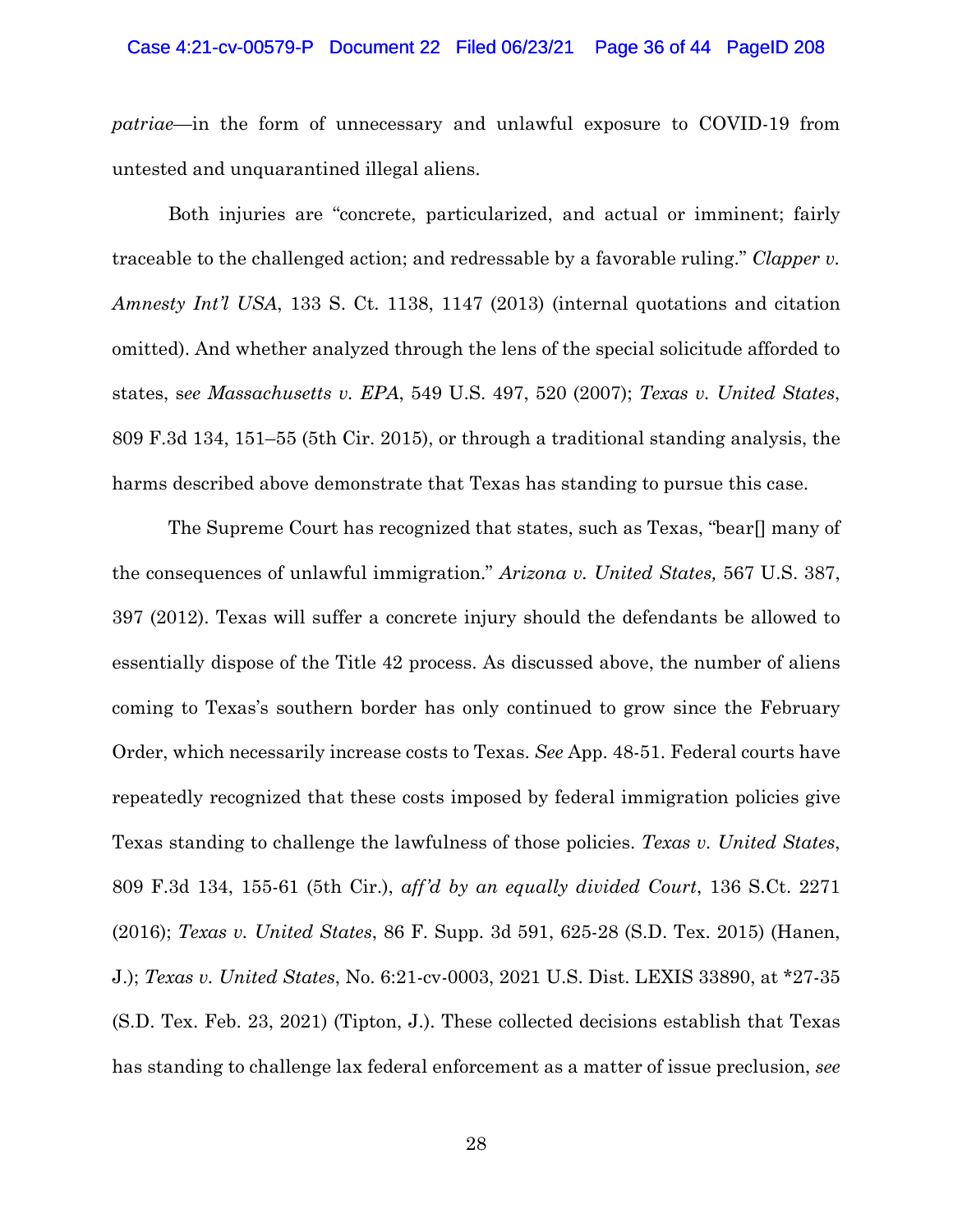*patriae*—in the form of unnecessary and unlawful exposure to COVID-19 from untested and unquarantined illegal aliens.

Both injuries are "concrete, particularized, and actual or imminent; fairly traceable to the challenged action; and redressable by a favorable ruling." *Clapper v. Amnesty Int'l USA*, 133 S. Ct. 1138, 1147 (2013) (internal quotations and citation omitted). And whether analyzed through the lens of the special solicitude afforded to states, s*ee Massachusetts v. EPA*, 549 U.S. 497, 520 (2007); *Texas v. United States*, 809 F.3d 134, 151–55 (5th Cir. 2015), or through a traditional standing analysis, the harms described above demonstrate that Texas has standing to pursue this case.

The Supreme Court has recognized that states, such as Texas, "bear[] many of the consequences of unlawful immigration." *Arizona v. United States,* 567 U.S. 387, 397 (2012). Texas will suffer a concrete injury should the defendants be allowed to essentially dispose of the Title 42 process. As discussed above, the number of aliens coming to Texas's southern border has only continued to grow since the February Order, which necessarily increase costs to Texas. *See* App. 48-51. Federal courts have repeatedly recognized that these costs imposed by federal immigration policies give Texas standing to challenge the lawfulness of those policies. *Texas v. United States*, 809 F.3d 134, 155-61 (5th Cir.), *aff'd by an equally divided Court*, 136 S.Ct. 2271 (2016); *Texas v. United States*, 86 F. Supp. 3d 591, 625-28 (S.D. Tex. 2015) (Hanen, J.); *Texas v. United States*, No. 6:21-cv-0003, 2021 U.S. Dist. LEXIS 33890, at \*27-35 (S.D. Tex. Feb. 23, 2021) (Tipton, J.). These collected decisions establish that Texas has standing to challenge lax federal enforcement as a matter of issue preclusion, *see*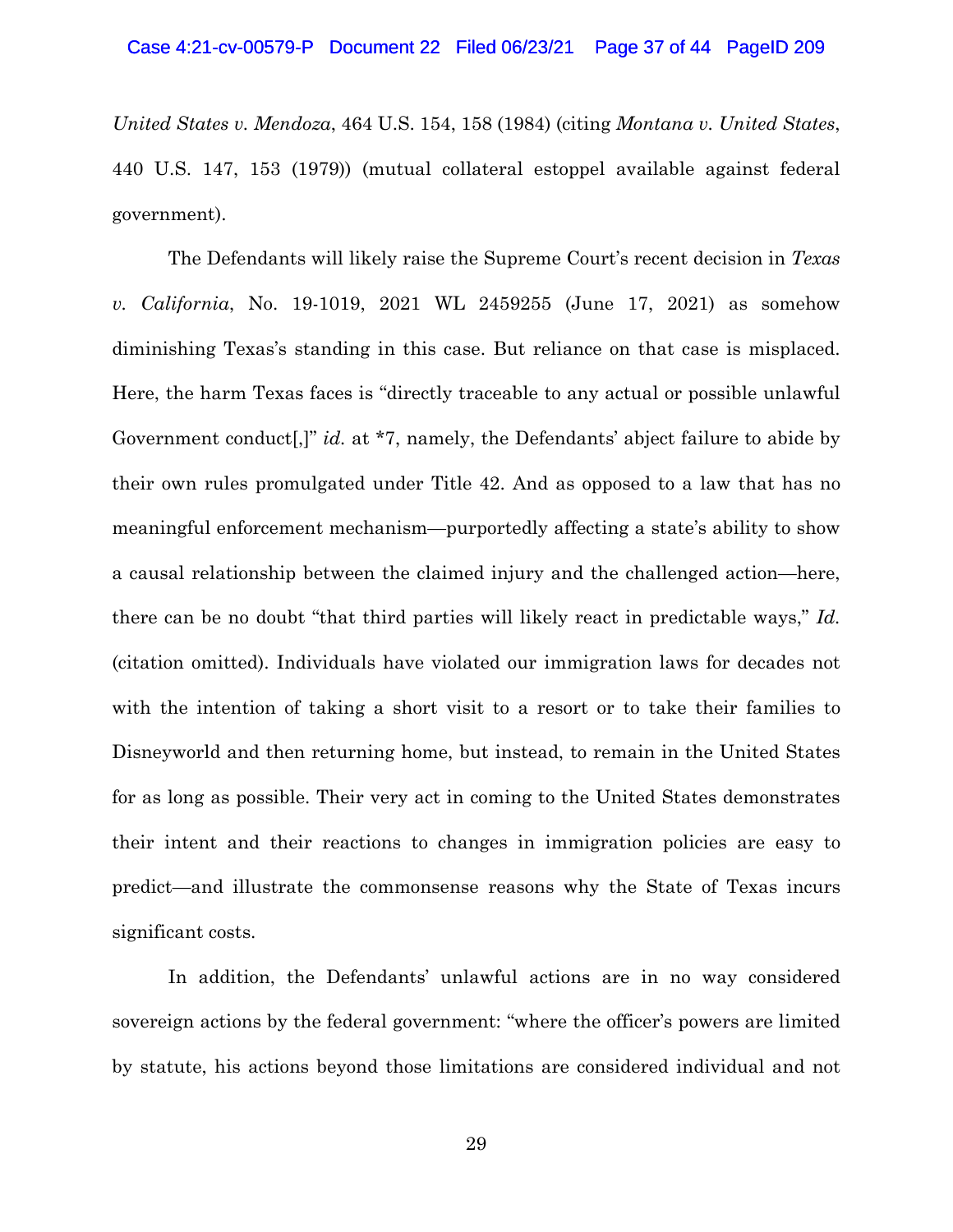*United States v. Mendoza*, 464 U.S. 154, 158 (1984) (citing *Montana v. United States*, 440 U.S. 147, 153 (1979)) (mutual collateral estoppel available against federal government).

The Defendants will likely raise the Supreme Court's recent decision in *Texas v. California*, No. 19-1019, 2021 WL 2459255 (June 17, 2021) as somehow diminishing Texas's standing in this case. But reliance on that case is misplaced. Here, the harm Texas faces is "directly traceable to any actual or possible unlawful Government conduct[,]" *id.* at *7, namely, the Defendants' abject failure to abide by their own rules promulgated under Title 42. And as opposed to a law that has no meaningful enforcement mechanism—purportedly affecting a state's ability to show a causal relationship between the claimed injury and the challenged action—here, there can be no doubt "that third parties will likely react in predictable ways," *Id.* (citation omitted). Individuals have violated our immigration laws for decades not with the intention of taking a short visit to a resort or to take their families to Disneyworld and then returning home, but instead, to remain in the United States for as long as possible. Their very act in coming to the United States demonstrates their intent and their reactions to changes in immigration policies are easy to predict—and illustrate the commonsense reasons why the State of Texas incurs significant costs.

In addition, the Defendants' unlawful actions are in no way considered sovereign actions by the federal government: "where the officer's powers are limited by statute, his actions beyond those limitations are considered individual and not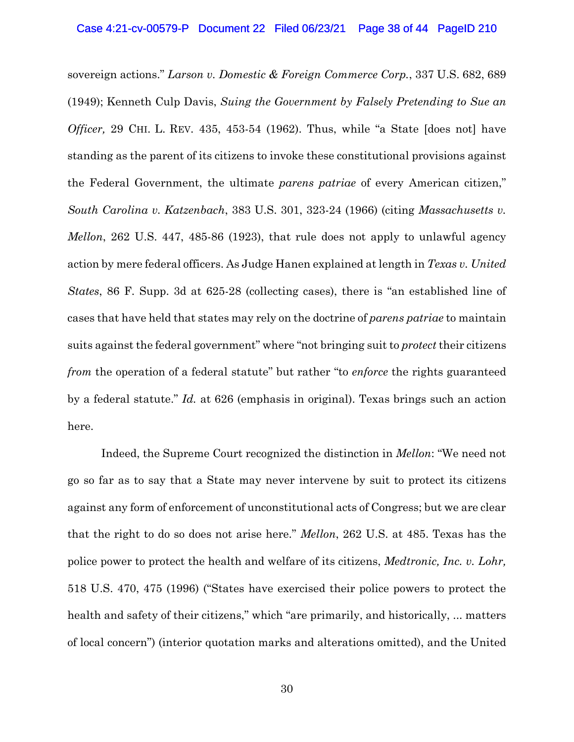sovereign actions." *Larson v. Domestic & Foreign Commerce Corp.*, 337 U.S. 682, 689 (1949); Kenneth Culp Davis, *Suing the Government by Falsely Pretending to Sue an Officer,* 29 CHI. L. REV. 435, 453-54 (1962). Thus, while "a State [does not] have standing as the parent of its citizens to invoke these constitutional provisions against the Federal Government, the ultimate *parens patriae* of every American citizen," *South Carolina v. Katzenbach*, 383 U.S. 301, 323-24 (1966) (citing *Massachusetts v. Mellon*, 262 U.S. 447, 485-86 (1923), that rule does not apply to unlawful agency action by mere federal officers. As Judge Hanen explained at length in *Texas v. United States*, 86 F. Supp. 3d at 625-28 (collecting cases), there is "an established line of cases that have held that states may rely on the doctrine of *parens patriae* to maintain suits against the federal government" where "not bringing suit to *protect* their citizens *from* the operation of a federal statute" but rather "to *enforce* the rights guaranteed by a federal statute." *Id.* at 626 (emphasis in original). Texas brings such an action here.

Indeed, the Supreme Court recognized the distinction in *Mellon*: "We need not go so far as to say that a State may never intervene by suit to protect its citizens against any form of enforcement of unconstitutional acts of Congress; but we are clear that the right to do so does not arise here." *Mellon*, 262 U.S. at 485. Texas has the police power to protect the health and welfare of its citizens, *Medtronic, Inc. v. Lohr,* 518 U.S. 470, 475 (1996) ("States have exercised their police powers to protect the health and safety of their citizens," which "are primarily, and historically, ... matters of local concern") (interior quotation marks and alterations omitted), and the United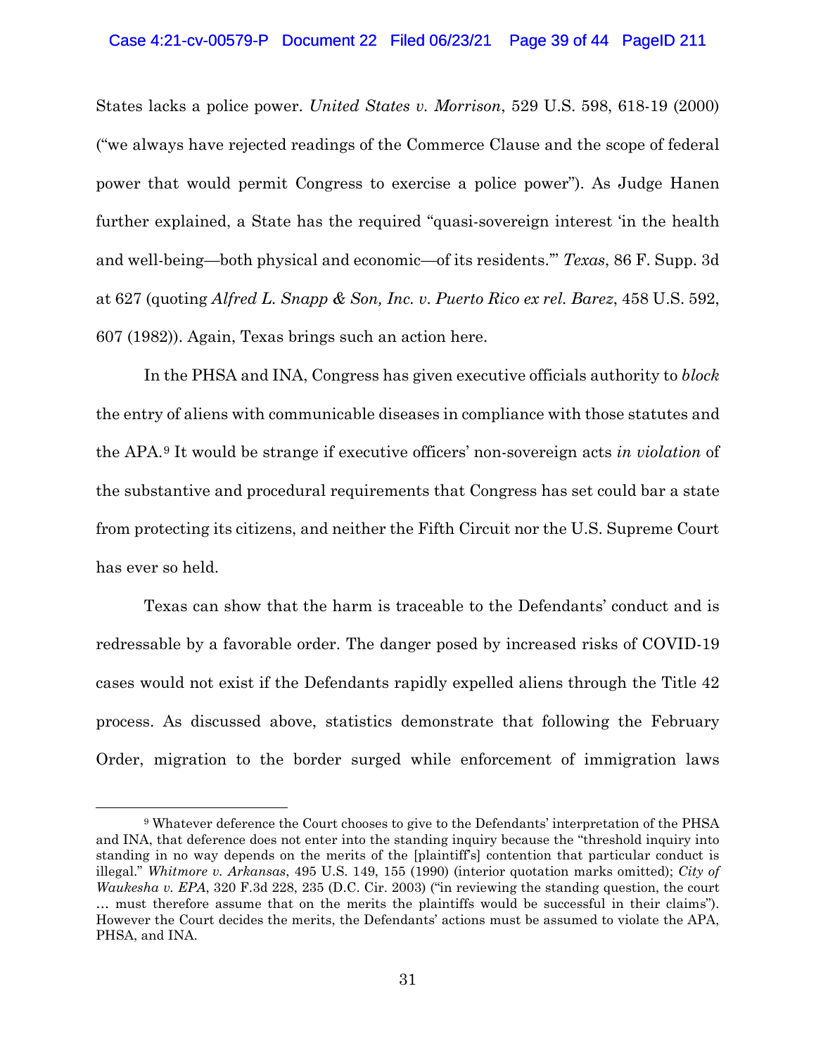States lacks a police power. *United States v. Morrison*, 529 U.S. 598, 618-19 (2000) ("we always have rejected readings of the Commerce Clause and the scope of federal power that would permit Congress to exercise a police power"). As Judge Hanen further explained, a State has the required "quasi-sovereign interest 'in the health and well-being—both physical and economic—of its residents.'" *Texas*, 86 F. Supp. 3d at 627 (quoting *Alfred L. Snapp & Son, Inc. v. Puerto Rico ex rel. Barez*, 458 U.S. 592, 607 (1982)). Again, Texas brings such an action here.

In the PHSA and INA, Congress has given executive officials authority to *block* the entry of aliens with communicable diseases in compliance with those statutes and the APA.[9] It would be strange if executive officers' non-sovereign acts *in violation* of the substantive and procedural requirements that Congress has set could bar a state from protecting its citizens, and neither the Fifth Circuit nor the U.S. Supreme Court has ever so held.

Texas can show that the harm is traceable to the Defendants' conduct and is redressable by a favorable order. The danger posed by increased risks of COVID-19 cases would not exist if the Defendants rapidly expelled aliens through the Title 42 process. As discussed above, statistics demonstrate that following the February Order, migration to the border surged while enforcement of immigration laws

---

[9] Whatever deference the Court chooses to give to the Defendants' interpretation of the PHSA and INA, that deference does not enter into the standing inquiry because the "threshold inquiry into standing in no way depends on the merits of the [plaintiff's] contention that particular conduct is illegal." *Whitmore v. Arkansas*, 495 U.S. 149, 155 (1990) (interior quotation marks omitted); *City of Waukesha v. EPA*, 320 F.3d 228, 235 (D.C. Cir. 2003) ("in reviewing the standing question, the court … must therefore assume that on the merits the plaintiffs would be successful in their claims"). However the Court decides the merits, the Defendants' actions must be assumed to violate the APA, PHSA, and INA.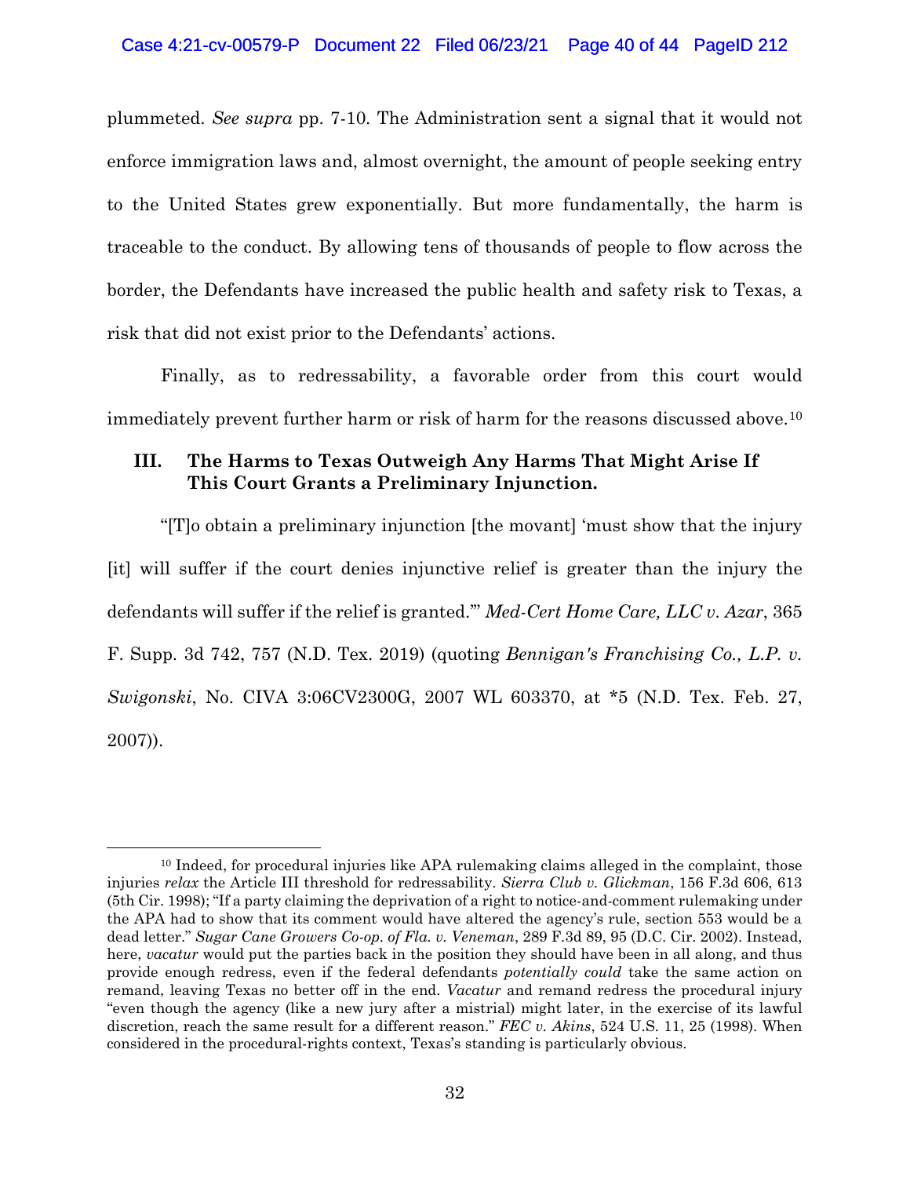plummeted. *See supra* pp. 7-10. The Administration sent a signal that it would not enforce immigration laws and, almost overnight, the amount of people seeking entry to the United States grew exponentially. But more fundamentally, the harm is traceable to the conduct. By allowing tens of thousands of people to flow across the border, the Defendants have increased the public health and safety risk to Texas, a risk that did not exist prior to the Defendants' actions.

Finally, as to redressability, a favorable order from this court would immediately prevent further harm or risk of harm for the reasons discussed above.[10]

## III. The Harms to Texas Outweigh Any Harms That Might Arise If This Court Grants a Preliminary Injunction.

"[T]o obtain a preliminary injunction [the movant] 'must show that the injury [it] will suffer if the court denies injunctive relief is greater than the injury the defendants will suffer if the relief is granted.'" *Med-Cert Home Care, LLC v. Azar*, 365 F. Supp. 3d 742, 757 (N.D. Tex. 2019) (quoting *Bennigan's Franchising Co., L.P. v. Swigonski*, No. CIVA 3:06CV2300G, 2007 WL 603370, at *5 (N.D. Tex. Feb. 27, 2007)).

---

[10] Indeed, for procedural injuries like APA rulemaking claims alleged in the complaint, those injuries *relax* the Article III threshold for redressability. *Sierra Club v. Glickman*, 156 F.3d 606, 613 (5th Cir. 1998); "If a party claiming the deprivation of a right to notice-and-comment rulemaking under the APA had to show that its comment would have altered the agency's rule, section 553 would be a dead letter." *Sugar Cane Growers Co-op. of Fla. v. Veneman*, 289 F.3d 89, 95 (D.C. Cir. 2002). Instead, here, *vacatur* would put the parties back in the position they should have been in all along, and thus provide enough redress, even if the federal defendants *potentially could* take the same action on remand, leaving Texas no better off in the end. *Vacatur* and remand redress the procedural injury "even though the agency (like a new jury after a mistrial) might later, in the exercise of its lawful discretion, reach the same result for a different reason." *FEC v. Akins*, 524 U.S. 11, 25 (1998). When considered in the procedural-rights context, Texas's standing is particularly obvious.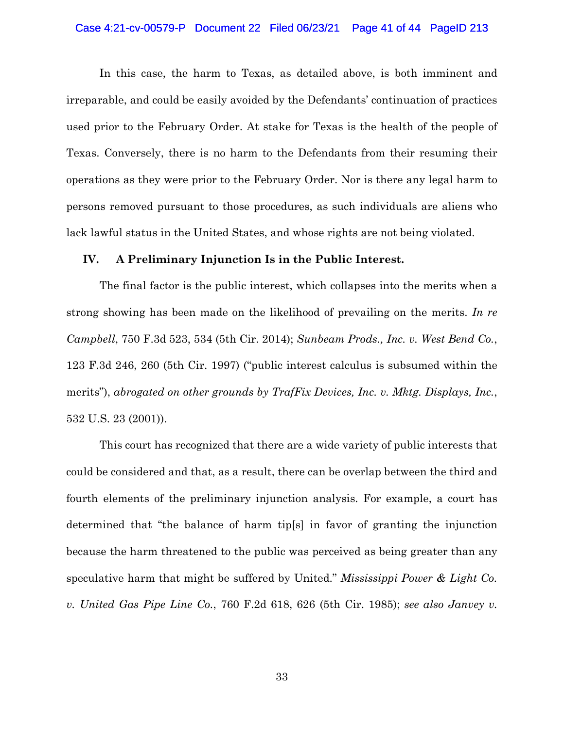In this case, the harm to Texas, as detailed above, is both imminent and irreparable, and could be easily avoided by the Defendants' continuation of practices used prior to the February Order. At stake for Texas is the health of the people of Texas. Conversely, there is no harm to the Defendants from their resuming their operations as they were prior to the February Order. Nor is there any legal harm to persons removed pursuant to those procedures, as such individuals are aliens who lack lawful status in the United States, and whose rights are not being violated.

## IV. A Preliminary Injunction Is in the Public Interest.

The final factor is the public interest, which collapses into the merits when a strong showing has been made on the likelihood of prevailing on the merits. *In re Campbell*, 750 F.3d 523, 534 (5th Cir. 2014); *Sunbeam Prods., Inc. v. West Bend Co.*, 123 F.3d 246, 260 (5th Cir. 1997) ("public interest calculus is subsumed within the merits"), *abrogated on other grounds by TrafFix Devices, Inc. v. Mktg. Displays, Inc.*, 532 U.S. 23 (2001)).

This court has recognized that there are a wide variety of public interests that could be considered and that, as a result, there can be overlap between the third and fourth elements of the preliminary injunction analysis. For example, a court has determined that "the balance of harm tip[s] in favor of granting the injunction because the harm threatened to the public was perceived as being greater than any speculative harm that might be suffered by United." *Mississippi Power & Light Co. v. United Gas Pipe Line Co.*, 760 F.2d 618, 626 (5th Cir. 1985); *see also Janvey v.*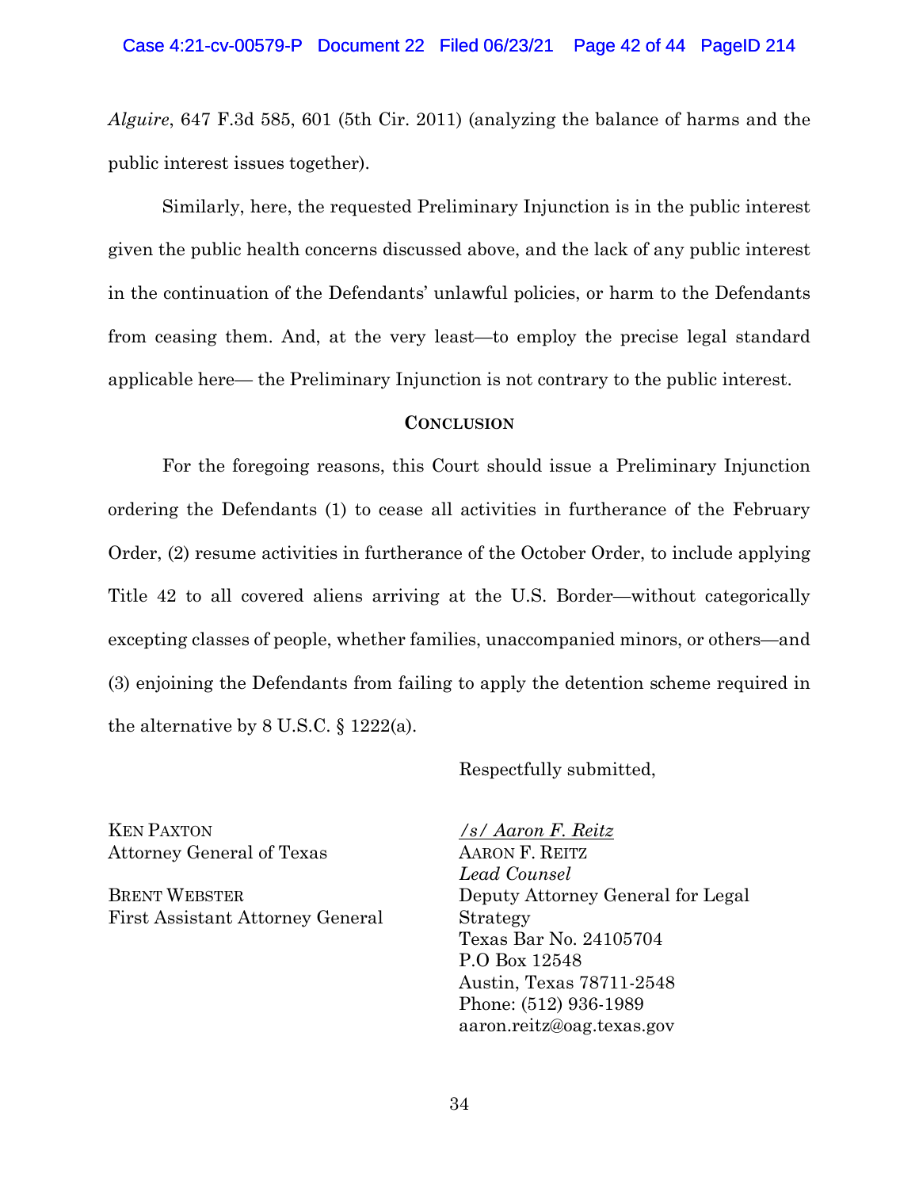*Alguire*, 647 F.3d 585, 601 (5th Cir. 2011) (analyzing the balance of harms and the public interest issues together).

Similarly, here, the requested Preliminary Injunction is in the public interest given the public health concerns discussed above, and the lack of any public interest in the continuation of the Defendants' unlawful policies, or harm to the Defendants from ceasing them. And, at the very least—to employ the precise legal standard applicable here— the Preliminary Injunction is not contrary to the public interest.

## CONCLUSION

For the foregoing reasons, this Court should issue a Preliminary Injunction ordering the Defendants (1) to cease all activities in furtherance of the February Order, (2) resume activities in furtherance of the October Order, to include applying Title 42 to all covered aliens arriving at the U.S. Border—without categorically excepting classes of people, whether families, unaccompanied minors, or others—and (3) enjoining the Defendants from failing to apply the detention scheme required in the alternative by 8 U.S.C. § 1222(a).

Respectfully submitted,

KEN PAXTON
Attorney General of Texas

BRENT WEBSTER
First Assistant Attorney General

/s/ Aaron F. Reitz
AARON F. REITZ
*Lead Counsel*
Deputy Attorney General for Legal Strategy
Texas Bar No. 24105704
P.O Box 12548
Austin, Texas 78711-2548
Phone: (512) 936-1989
aaron.reitz@oag.texas.gov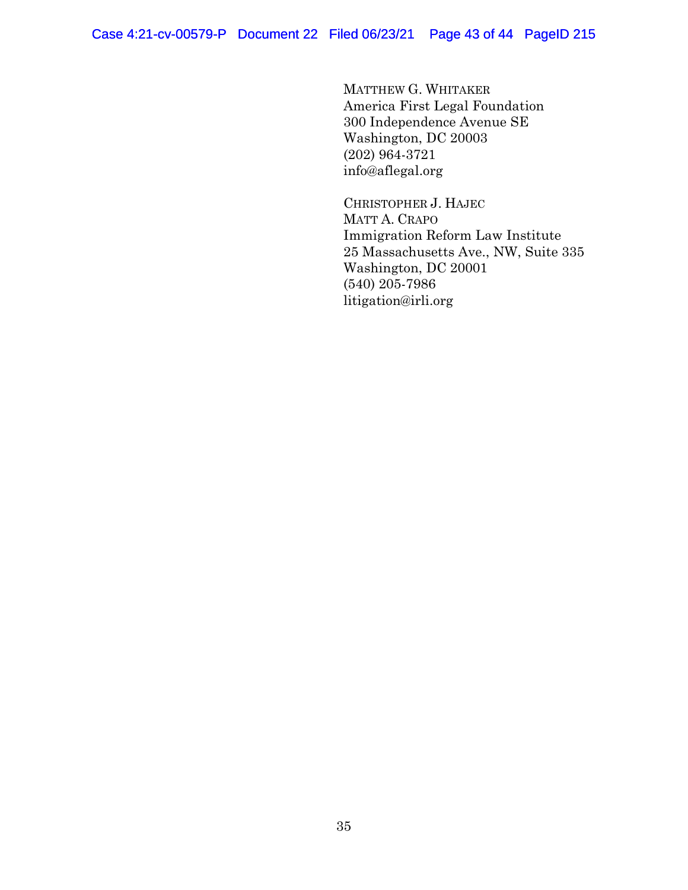MATTHEW G. WHITAKER
America First Legal Foundation
300 Independence Avenue SE
Washington, DC 20003
(202) 964-3721
info@aflegal.org

CHRISTOPHER J. HAJEC
MATT A. CRAPO
Immigration Reform Law Institute
25 Massachusetts Ave., NW, Suite 335
Washington, DC 20001
(540) 205-7986
litigation@irli.org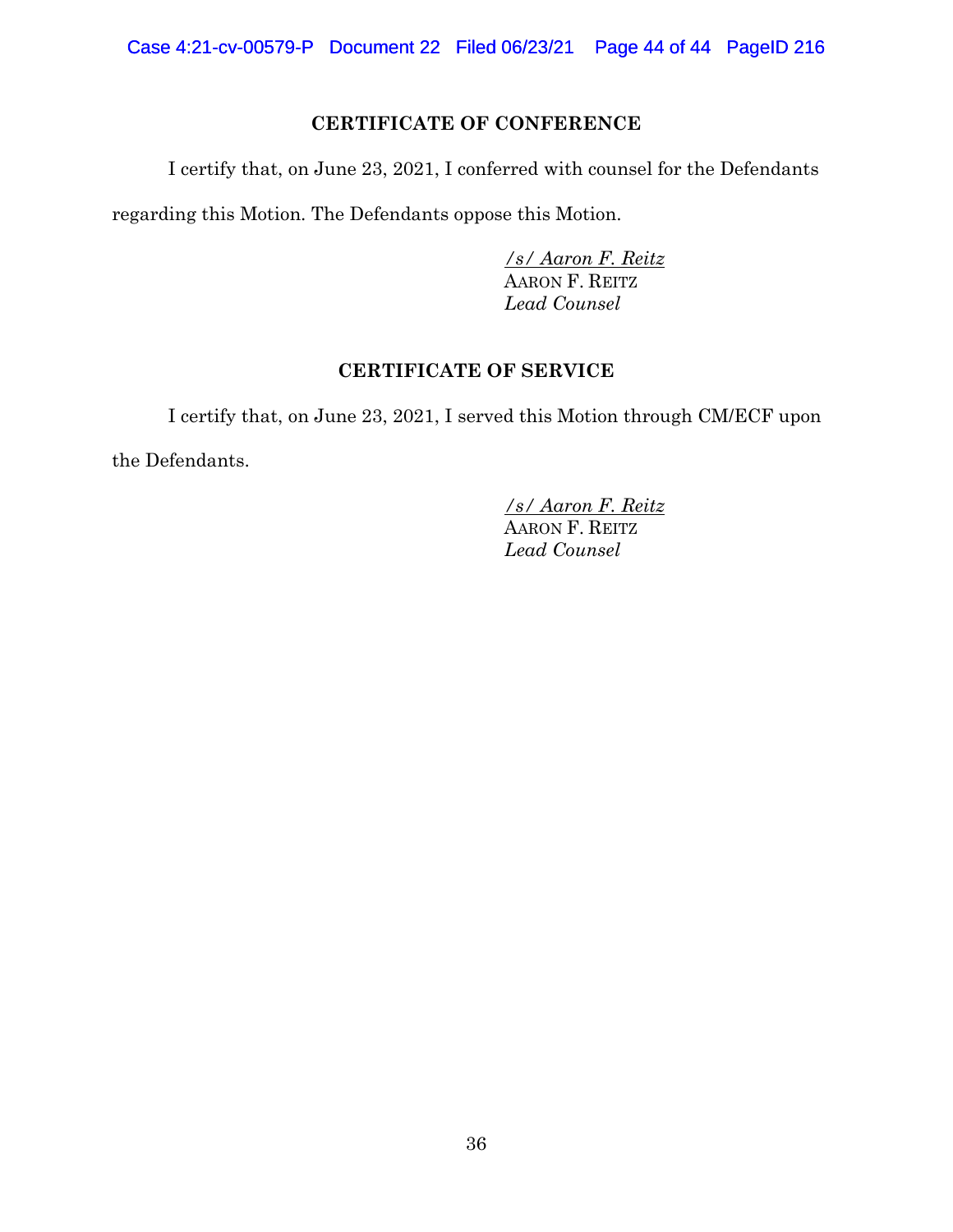## CERTIFICATE OF CONFERENCE

I certify that, on June 23, 2021, I conferred with counsel for the Defendants regarding this Motion. The Defendants oppose this Motion.

/s/ Aaron F. Reitz
AARON F. REITZ
*Lead Counsel*

## CERTIFICATE OF SERVICE

I certify that, on June 23, 2021, I served this Motion through CM/ECF upon the Defendants.

/s/ Aaron F. Reitz
AARON F. REITZ
*Lead Counsel*